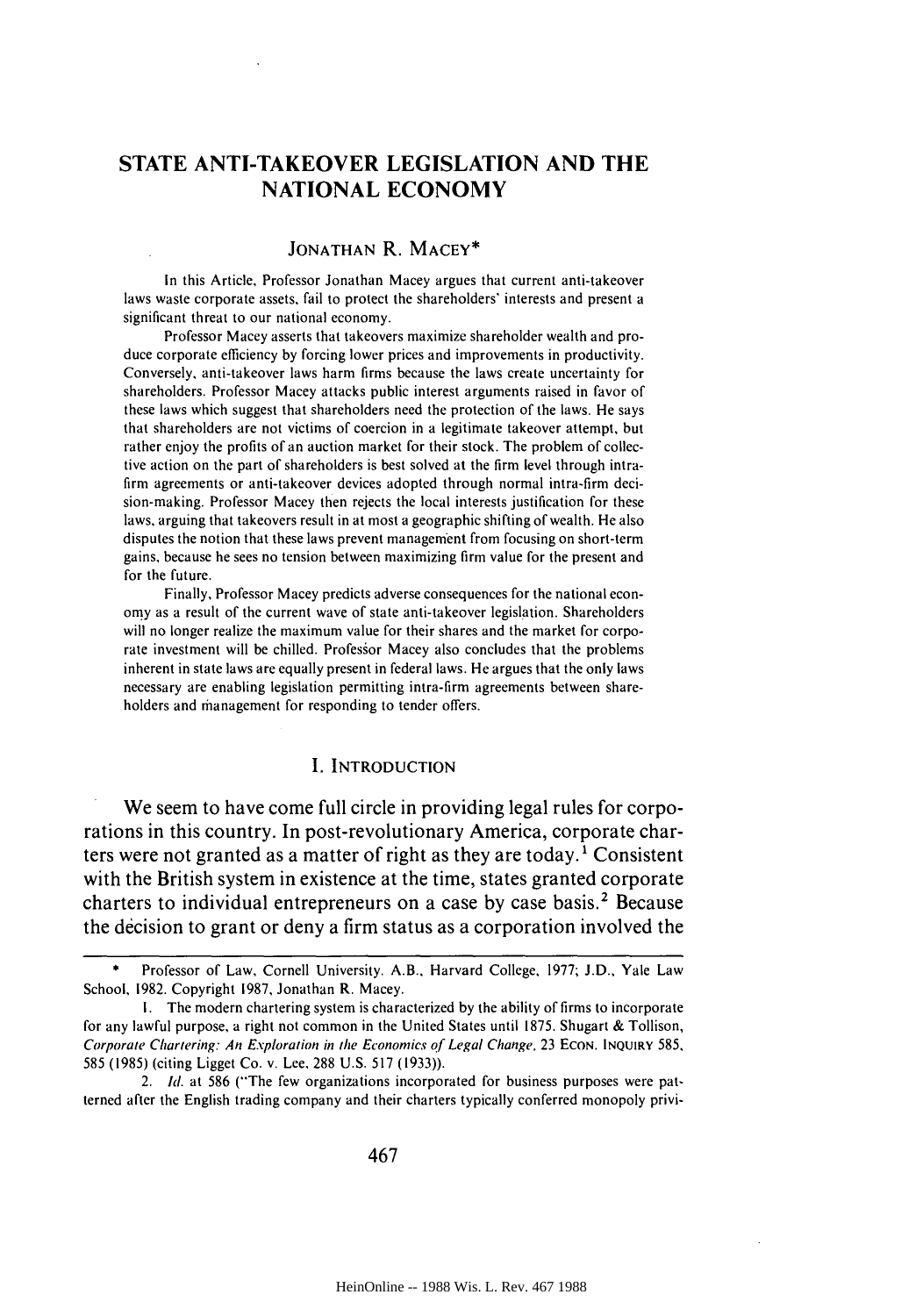# STATE ANTI-TAKEOVER LEGISLATION AND THE NATIONAL ECONOMY

JONATHAN R. MACEY*

In this Article, Professor Jonathan Macey argues that current anti-takeover laws waste corporate assets, fail to protect the shareholders' interests and present a significant threat to our national economy.

Professor Macey asserts that takeovers maximize shareholder wealth and produce corporate efficiency by forcing lower prices and improvements in productivity. Conversely, anti-takeover laws harm firms because the laws create uncertainty for shareholders. Professor Macey attacks public interest arguments raised in favor of these laws which suggest that shareholders need the protection of the laws. He says that shareholders are not victims of coercion in a legitimate takeover attempt, but rather enjoy the profits of an auction market for their stock. The problem of collective action on the part of shareholders is best solved at the firm level through intra-firm agreements or anti-takeover devices adopted through normal intra-firm decision-making. Professor Macey then rejects the local interests justification for these laws, arguing that takeovers result in at most a geographic shifting of wealth. He also disputes the notion that these laws prevent management from focusing on short-term gains, because he sees no tension between maximizing firm value for the present and for the future.

Finally, Professor Macey predicts adverse consequences for the national economy as a result of the current wave of state anti-takeover legislation. Shareholders will no longer realize the maximum value for their shares and the market for corporate investment will be chilled. Professor Macey also concludes that the problems inherent in state laws are equally present in federal laws. He argues that the only laws necessary are enabling legislation permitting intra-firm agreements between shareholders and management for responding to tender offers.

## I. INTRODUCTION

We seem to have come full circle in providing legal rules for corporations in this country. In post-revolutionary America, corporate charters were not granted as a matter of right as they are today.[1] Consistent with the British system in existence at the time, states granted corporate charters to individual entrepreneurs on a case by case basis.[2] Because the decision to grant or deny a firm status as a corporation involved the

---

\* Professor of Law, Cornell University. A.B., Harvard College, 1977; J.D., Yale Law School, 1982. Copyright 1987, Jonathan R. Macey.

1. The modern chartering system is characterized by the ability of firms to incorporate for any lawful purpose, a right not common in the United States until 1875. Shugart & Tollison, *Corporate Chartering: An Exploration in the Economics of Legal Change*, 23 ECON. INQUIRY 585, 585 (1985) (citing Ligget Co. v. Lee, 288 U.S. 517 (1933)).

2. *Id.* at 586 ("The few organizations incorporated for business purposes were patterned after the English trading company and their charters typically conferred monopoly privi-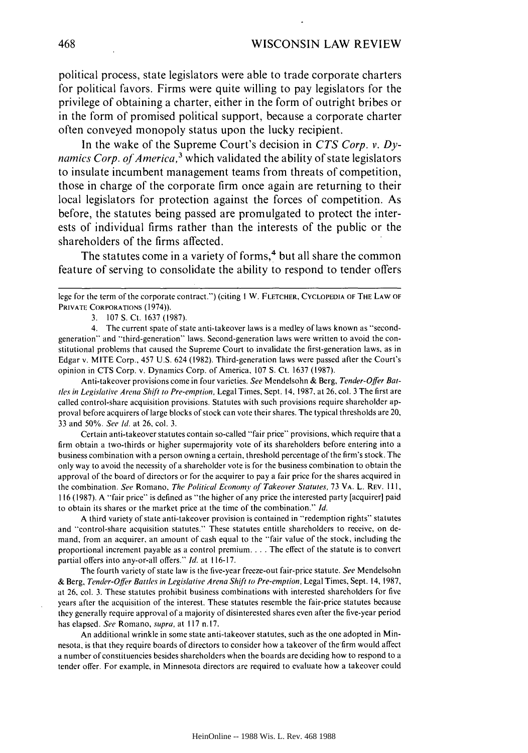political process, state legislators were able to trade corporate charters for political favors. Firms were quite willing to pay legislators for the privilege of obtaining a charter, either in the form of outright bribes or in the form of promised political support, because a corporate charter often conveyed monopoly status upon the lucky recipient.

In the wake of the Supreme Court's decision in *CTS Corp. v. Dynamics Corp. of America*,[3] which validated the ability of state legislators to insulate incumbent management teams from threats of competition, those in charge of the corporate firm once again are returning to their local legislators for protection against the forces of competition. As before, the statutes being passed are promulgated to protect the interests of individual firms rather than the interests of the public or the shareholders of the firms affected.

The statutes come in a variety of forms,[4] but all share the common feature of serving to consolidate the ability to respond to tender offers

---

lege for the term of the corporate contract.") (citing 1 W. FLETCHER, CYCLOPEDIA OF THE LAW OF PRIVATE CORPORATIONS (1974)).

3. 107 S. Ct. 1637 (1987).

4. The current spate of state anti-takeover laws is a medley of laws known as "second-generation" and "third-generation" laws. Second-generation laws were written to avoid the constitutional problems that caused the Supreme Court to invalidate the first-generation laws, as in Edgar v. MITE Corp., 457 U.S. 624 (1982). Third-generation laws were passed after the Court's opinion in CTS Corp. v. Dynamics Corp. of America, 107 S. Ct. 1637 (1987).

Anti-takeover provisions come in four varieties. *See* Mendelsohn & Berg, *Tender-Offer Battles in Legislative Arena Shift to Pre-emption*, Legal Times, Sept. 14, 1987, at 26, col. 3 The first are called control-share acquisition provisions. Statutes with such provisions require shareholder approval before acquirers of large blocks of stock can vote their shares. The typical thresholds are 20, 33 and 50%. *See Id.* at 26, col. 3.

Certain anti-takeover statutes contain so-called "fair price" provisions, which require that a firm obtain a two-thirds or higher supermajority vote of its shareholders before entering into a business combination with a person owning a certain, threshold percentage of the firm's stock. The only way to avoid the necessity of a shareholder vote is for the business combination to obtain the approval of the board of directors or for the acquirer to pay a fair price for the shares acquired in the combination. *See* Romano, *The Political Economy of Takeover Statutes*, 73 VA. L. REV. 111, 116 (1987). A "fair price" is defined as "the higher of any price the interested party [acquirer] paid to obtain its shares or the market price at the time of the combination." *Id.*

A third variety of state anti-takeover provision is contained in "redemption rights" statutes and "control-share acquisition statutes." These statutes entitle shareholders to receive, on demand, from an acquirer, an amount of cash equal to the "fair value of the stock, including the proportional increment payable as a control premium. . . . The effect of the statute is to convert partial offers into any-or-all offers." *Id.* at 116-17.

The fourth variety of state law is the five-year freeze-out fair-price statute. *See* Mendelsohn & Berg, *Tender-Offer Battles in Legislative Arena Shift to Pre-emption*, Legal Times, Sept. 14, 1987, at 26, col. 3. These statutes prohibit business combinations with interested shareholders for five years after the acquisition of the interest. These statutes resemble the fair-price statutes because they generally require approval of a majority of disinterested shares even after the five-year period has elapsed. *See* Romano, *supra*, at 117 n.17.

An additional wrinkle in some state anti-takeover statutes, such as the one adopted in Minnesota, is that they require boards of directors to consider how a takeover of the firm would affect a number of constituencies besides shareholders when the boards are deciding how to respond to a tender offer. For example, in Minnesota directors are required to evaluate how a takeover could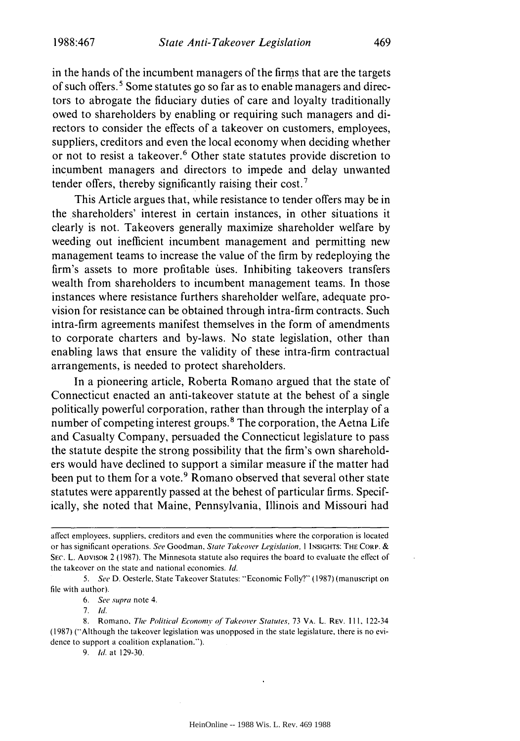in the hands of the incumbent managers of the firms that are the targets of such offers.[5] Some statutes go so far as to enable managers and directors to abrogate the fiduciary duties of care and loyalty traditionally owed to shareholders by enabling or requiring such managers and directors to consider the effects of a takeover on customers, employees, suppliers, creditors and even the local economy when deciding whether or not to resist a takeover.[6] Other state statutes provide discretion to incumbent managers and directors to impede and delay unwanted tender offers, thereby significantly raising their cost.[7]

This Article argues that, while resistance to tender offers may be in the shareholders' interest in certain instances, in other situations it clearly is not. Takeovers generally maximize shareholder welfare by weeding out inefficient incumbent management and permitting new management teams to increase the value of the firm by redeploying the firm's assets to more profitable uses. Inhibiting takeovers transfers wealth from shareholders to incumbent management teams. In those instances where resistance furthers shareholder welfare, adequate provision for resistance can be obtained through intra-firm contracts. Such intra-firm agreements manifest themselves in the form of amendments to corporate charters and by-laws. No state legislation, other than enabling laws that ensure the validity of these intra-firm contractual arrangements, is needed to protect shareholders.

In a pioneering article, Roberta Romano argued that the state of Connecticut enacted an anti-takeover statute at the behest of a single politically powerful corporation, rather than through the interplay of a number of competing interest groups.[8] The corporation, the Aetna Life and Casualty Company, persuaded the Connecticut legislature to pass the statute despite the strong possibility that the firm's own shareholders would have declined to support a similar measure if the matter had been put to them for a vote.[9] Romano observed that several other state statutes were apparently passed at the behest of particular firms. Specifically, she noted that Maine, Pennsylvania, Illinois and Missouri had

---

affect employees, suppliers, creditors and even the communities where the corporation is located or has significant operations. *See* Goodman, *State Takeover Legislation*, 1 INSIGHTS: THE CORP. & SEC. L. ADVISOR 2 (1987). The Minnesota statute also requires the board to evaluate the effect of the takeover on the state and national economies. *Id.*

5. *See* D. Oesterle, State Takeover Statutes: "Economic Folly?" (1987) (manuscript on file with author).

6. *See supra* note 4.

7. *Id.*

8. Romano, *The Political Economy of Takeover Statutes*, 73 VA. L. REV. 111, 122-34 (1987) ("Although the takeover legislation was unopposed in the state legislature, there is no evidence to support a coalition explanation.").

9. *Id.* at 129-30.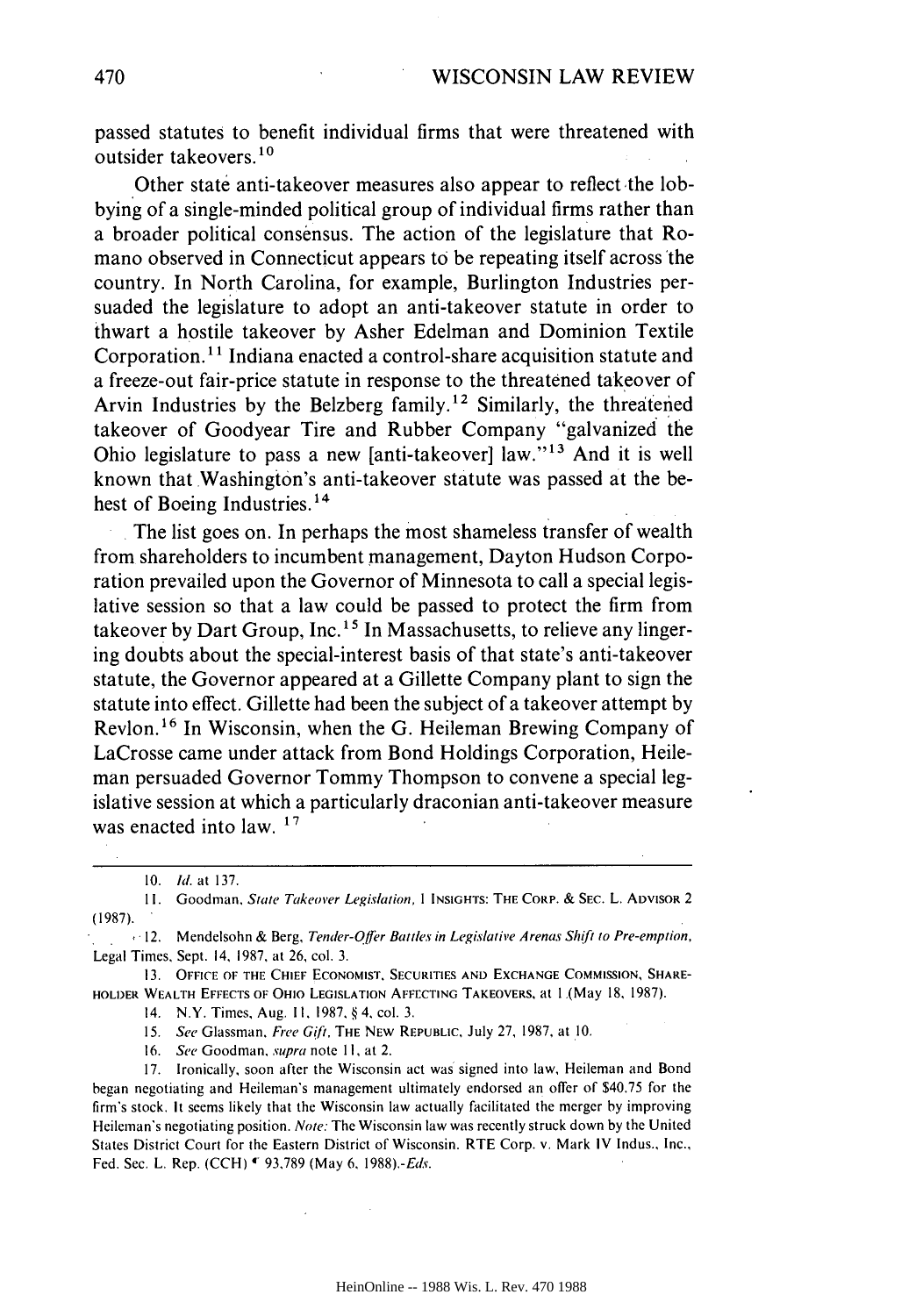passed statutes to benefit individual firms that were threatened with outsider takeovers.[10]

Other state anti-takeover measures also appear to reflect the lobbying of a single-minded political group of individual firms rather than a broader political consensus. The action of the legislature that Romano observed in Connecticut appears to be repeating itself across the country. In North Carolina, for example, Burlington Industries persuaded the legislature to adopt an anti-takeover statute in order to thwart a hostile takeover by Asher Edelman and Dominion Textile Corporation.[11] Indiana enacted a control-share acquisition statute and a freeze-out fair-price statute in response to the threatened takeover of Arvin Industries by the Belzberg family.[12] Similarly, the threatened takeover of Goodyear Tire and Rubber Company "galvanized the Ohio legislature to pass a new [anti-takeover] law."[13] And it is well known that Washington's anti-takeover statute was passed at the behest of Boeing Industries.[14]

The list goes on. In perhaps the most shameless transfer of wealth from shareholders to incumbent management, Dayton Hudson Corporation prevailed upon the Governor of Minnesota to call a special legislative session so that a law could be passed to protect the firm from takeover by Dart Group, Inc.[15] In Massachusetts, to relieve any lingering doubts about the special-interest basis of that state's anti-takeover statute, the Governor appeared at a Gillette Company plant to sign the statute into effect. Gillette had been the subject of a takeover attempt by Revlon.[16] In Wisconsin, when the G. Heileman Brewing Company of LaCrosse came under attack from Bond Holdings Corporation, Heileman persuaded Governor Tommy Thompson to convene a special legislative session at which a particularly draconian anti-takeover measure was enacted into law.[17]

---

10. *Id.* at 137.

11. Goodman, *State Takeover Legislation*, 1 INSIGHTS: THE CORP. & SEC. L. ADVISOR 2 (1987).

12. Mendelsohn & Berg, *Tender-Offer Battles in Legislative Arenas Shift to Pre-emption*, Legal Times, Sept. 14, 1987, at 26, col. 3.

13. OFFICE OF THE CHIEF ECONOMIST, SECURITIES AND EXCHANGE COMMISSION, SHAREHOLDER WEALTH EFFECTS OF OHIO LEGISLATION AFFECTING TAKEOVERS, at 1 (May 18, 1987).

14. N.Y. Times, Aug. 11, 1987, § 4, col. 3.

15. *See* Glassman, *Free Gift*, THE NEW REPUBLIC, July 27, 1987, at 10.

16. *See* Goodman, *supra* note 11, at 2.

17. Ironically, soon after the Wisconsin act was signed into law, Heileman and Bond began negotiating and Heileman's management ultimately endorsed an offer of $40.75 for the firm's stock. It seems likely that the Wisconsin law actually facilitated the merger by improving Heileman's negotiating position. *Note:* The Wisconsin law was recently struck down by the United States District Court for the Eastern District of Wisconsin. RTE Corp. v. Mark IV Indus., Inc., Fed. Sec. L. Rep. (CCH) ¶ 93,789 (May 6, 1988).-*Eds.*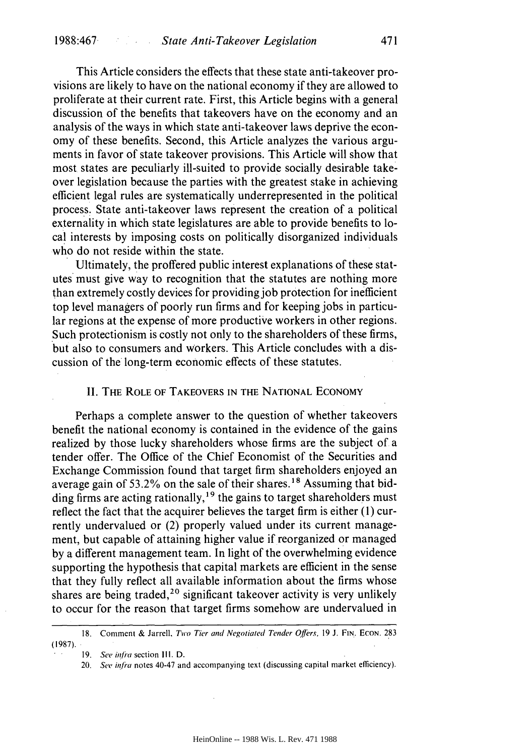This Article considers the effects that these state anti-takeover provisions are likely to have on the national economy if they are allowed to proliferate at their current rate. First, this Article begins with a general discussion of the benefits that takeovers have on the economy and an analysis of the ways in which state anti-takeover laws deprive the economy of these benefits. Second, this Article analyzes the various arguments in favor of state takeover provisions. This Article will show that most states are peculiarly ill-suited to provide socially desirable takeover legislation because the parties with the greatest stake in achieving efficient legal rules are systematically underrepresented in the political process. State anti-takeover laws represent the creation of a political externality in which state legislatures are able to provide benefits to local interests by imposing costs on politically disorganized individuals who do not reside within the state.

Ultimately, the proffered public interest explanations of these statutes must give way to recognition that the statutes are nothing more than extremely costly devices for providing job protection for inefficient top level managers of poorly run firms and for keeping jobs in particular regions at the expense of more productive workers in other regions. Such protectionism is costly not only to the shareholders of these firms, but also to consumers and workers. This Article concludes with a discussion of the long-term economic effects of these statutes.

## II. The Role of Takeovers in the National Economy

Perhaps a complete answer to the question of whether takeovers benefit the national economy is contained in the evidence of the gains realized by those lucky shareholders whose firms are the subject of a tender offer. The Office of the Chief Economist of the Securities and Exchange Commission found that target firm shareholders enjoyed an average gain of 53.2% on the sale of their shares.[18] Assuming that bidding firms are acting rationally,[19] the gains to target shareholders must reflect the fact that the acquirer believes the target firm is either (1) currently undervalued or (2) properly valued under its current management, but capable of attaining higher value if reorganized or managed by a different management team. In light of the overwhelming evidence supporting the hypothesis that capital markets are efficient in the sense that they fully reflect all available information about the firms whose shares are being traded,[20] significant takeover activity is very unlikely to occur for the reason that target firms somehow are undervalued in

---

18. Comment & Jarrell, *Two Tier and Negotiated Tender Offers*, 19 J. Fin. Econ. 283 (1987).

19. *See infra* section III. D.

20. *See infra* notes 40-47 and accompanying text (discussing capital market efficiency).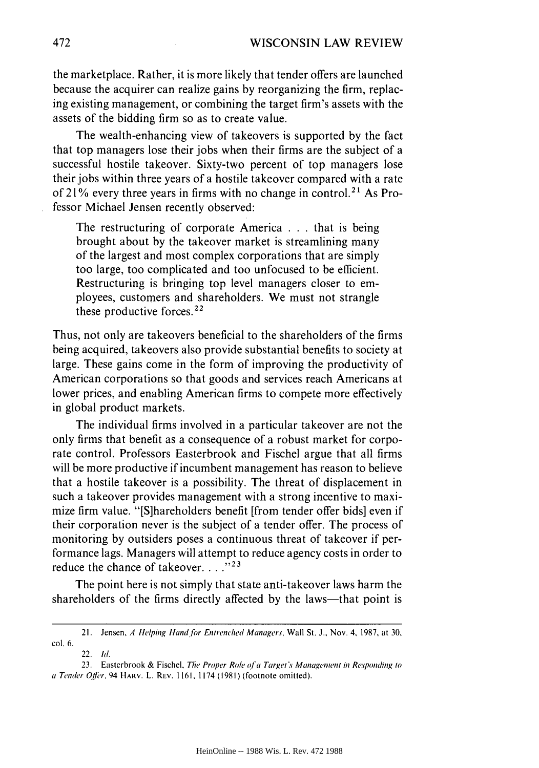the marketplace. Rather, it is more likely that tender offers are launched because the acquirer can realize gains by reorganizing the firm, replacing existing management, or combining the target firm's assets with the assets of the bidding firm so as to create value.

The wealth-enhancing view of takeovers is supported by the fact that top managers lose their jobs when their firms are the subject of a successful hostile takeover. Sixty-two percent of top managers lose their jobs within three years of a hostile takeover compared with a rate of 21% every three years in firms with no change in control.[21] As Professor Michael Jensen recently observed:

> The restructuring of corporate America . . . that is being brought about by the takeover market is streamlining many of the largest and most complex corporations that are simply too large, too complicated and too unfocused to be efficient. Restructuring is bringing top level managers closer to employees, customers and shareholders. We must not strangle these productive forces.[22]

Thus, not only are takeovers beneficial to the shareholders of the firms being acquired, takeovers also provide substantial benefits to society at large. These gains come in the form of improving the productivity of American corporations so that goods and services reach Americans at lower prices, and enabling American firms to compete more effectively in global product markets.

The individual firms involved in a particular takeover are not the only firms that benefit as a consequence of a robust market for corporate control. Professors Easterbrook and Fischel argue that all firms will be more productive if incumbent management has reason to believe that a hostile takeover is a possibility. The threat of displacement in such a takeover provides management with a strong incentive to maximize firm value. "[S]hareholders benefit [from tender offer bids] even if their corporation never is the subject of a tender offer. The process of monitoring by outsiders poses a continuous threat of takeover if performance lags. Managers will attempt to reduce agency costs in order to reduce the chance of takeover. . . ."[23]

The point here is not simply that state anti-takeover laws harm the shareholders of the firms directly affected by the laws—that point is

---

21. Jensen, *A Helping Hand for Entrenched Managers*, Wall St. J., Nov. 4, 1987, at 30, col. 6.

22. *Id.*

23. Easterbrook & Fischel, *The Proper Role of a Target's Management in Responding to a Tender Offer*, 94 HARV. L. REV. 1161, 1174 (1981) (footnote omitted).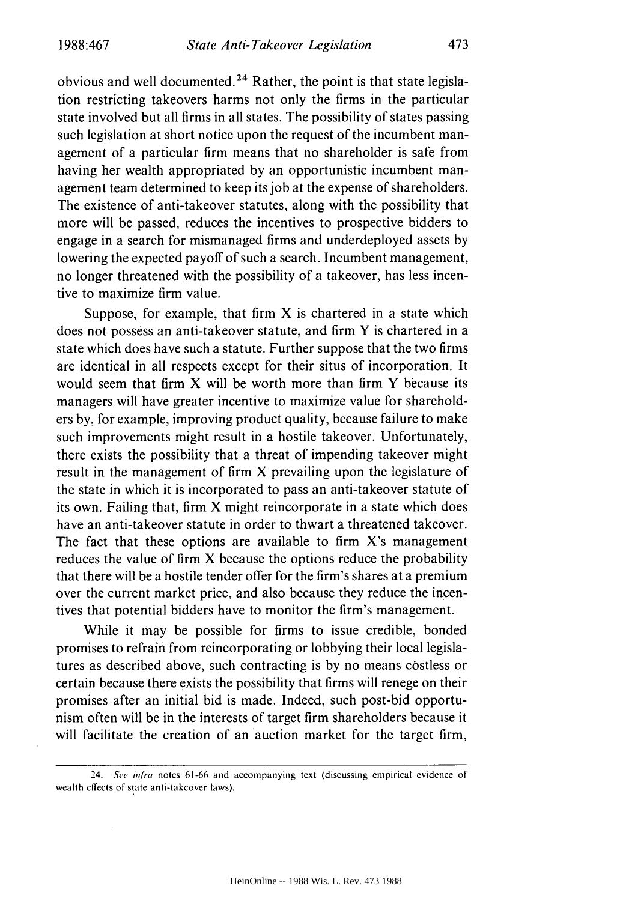obvious and well documented.[24] Rather, the point is that state legislation restricting takeovers harms not only the firms in the particular state involved but all firms in all states. The possibility of states passing such legislation at short notice upon the request of the incumbent management of a particular firm means that no shareholder is safe from having her wealth appropriated by an opportunistic incumbent management team determined to keep its job at the expense of shareholders. The existence of anti-takeover statutes, along with the possibility that more will be passed, reduces the incentives to prospective bidders to engage in a search for mismanaged firms and underdeployed assets by lowering the expected payoff of such a search. Incumbent management, no longer threatened with the possibility of a takeover, has less incentive to maximize firm value.

Suppose, for example, that firm X is chartered in a state which does not possess an anti-takeover statute, and firm Y is chartered in a state which does have such a statute. Further suppose that the two firms are identical in all respects except for their situs of incorporation. It would seem that firm X will be worth more than firm Y because its managers will have greater incentive to maximize value for shareholders by, for example, improving product quality, because failure to make such improvements might result in a hostile takeover. Unfortunately, there exists the possibility that a threat of impending takeover might result in the management of firm X prevailing upon the legislature of the state in which it is incorporated to pass an anti-takeover statute of its own. Failing that, firm X might reincorporate in a state which does have an anti-takeover statute in order to thwart a threatened takeover. The fact that these options are available to firm X's management reduces the value of firm X because the options reduce the probability that there will be a hostile tender offer for the firm's shares at a premium over the current market price, and also because they reduce the incentives that potential bidders have to monitor the firm's management.

While it may be possible for firms to issue credible, bonded promises to refrain from reincorporating or lobbying their local legislatures as described above, such contracting is by no means costless or certain because there exists the possibility that firms will renege on their promises after an initial bid is made. Indeed, such post-bid opportunism often will be in the interests of target firm shareholders because it will facilitate the creation of an auction market for the target firm,

---

24. *See infra* notes 61-66 and accompanying text (discussing empirical evidence of wealth effects of state anti-takeover laws).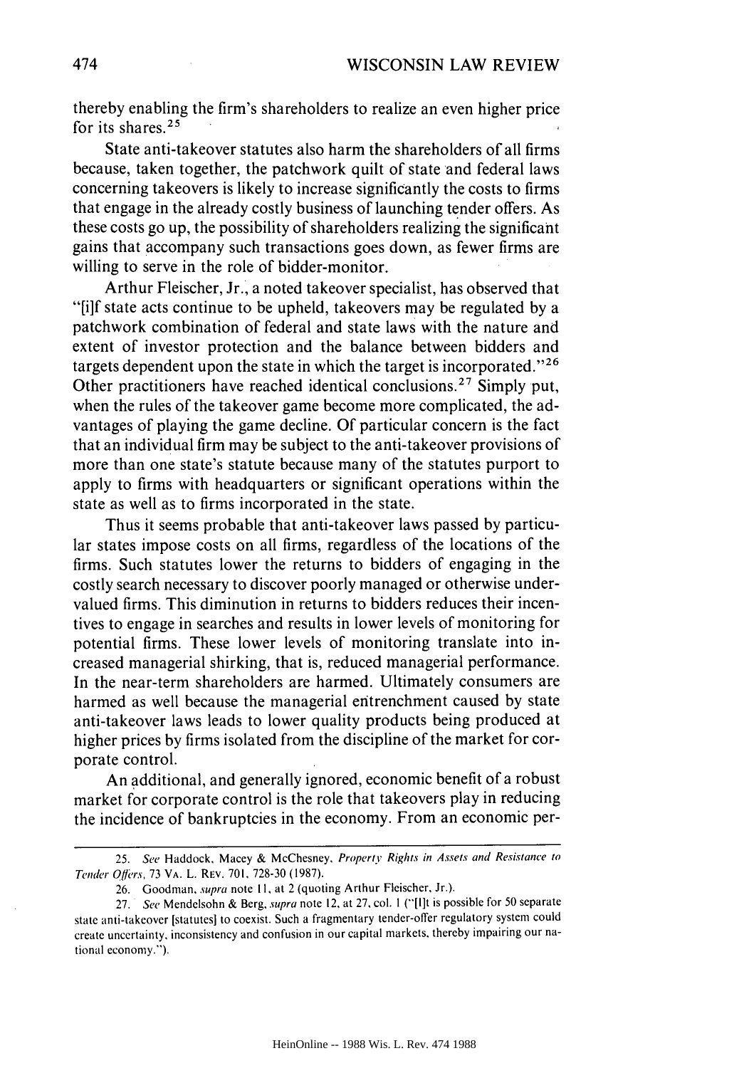thereby enabling the firm's shareholders to realize an even higher price for its shares.[25]

State anti-takeover statutes also harm the shareholders of all firms because, taken together, the patchwork quilt of state and federal laws concerning takeovers is likely to increase significantly the costs to firms that engage in the already costly business of launching tender offers. As these costs go up, the possibility of shareholders realizing the significant gains that accompany such transactions goes down, as fewer firms are willing to serve in the role of bidder-monitor.

Arthur Fleischer, Jr., a noted takeover specialist, has observed that "[i]f state acts continue to be upheld, takeovers may be regulated by a patchwork combination of federal and state laws with the nature and extent of investor protection and the balance between bidders and targets dependent upon the state in which the target is incorporated."[26] Other practitioners have reached identical conclusions.[27] Simply put, when the rules of the takeover game become more complicated, the advantages of playing the game decline. Of particular concern is the fact that an individual firm may be subject to the anti-takeover provisions of more than one state's statute because many of the statutes purport to apply to firms with headquarters or significant operations within the state as well as to firms incorporated in the state.

Thus it seems probable that anti-takeover laws passed by particular states impose costs on all firms, regardless of the locations of the firms. Such statutes lower the returns to bidders of engaging in the costly search necessary to discover poorly managed or otherwise undervalued firms. This diminution in returns to bidders reduces their incentives to engage in searches and results in lower levels of monitoring for potential firms. These lower levels of monitoring translate into increased managerial shirking, that is, reduced managerial performance. In the near-term shareholders are harmed. Ultimately consumers are harmed as well because the managerial entrenchment caused by state anti-takeover laws leads to lower quality products being produced at higher prices by firms isolated from the discipline of the market for corporate control.

An additional, and generally ignored, economic benefit of a robust market for corporate control is the role that takeovers play in reducing the incidence of bankruptcies in the economy. From an economic per-

---

25. *See* Haddock, Macey & McChesney, *Property Rights in Assets and Resistance to Tender Offers*, 73 VA. L. REV. 701, 728-30 (1987).

26. Goodman, *supra* note 11, at 2 (quoting Arthur Fleischer, Jr.).

27. *See* Mendelsohn & Berg, *supra* note 12, at 27, col. 1 ("[I]t is possible for 50 separate state anti-takeover [statutes] to coexist. Such a fragmentary tender-offer regulatory system could create uncertainty, inconsistency and confusion in our capital markets, thereby impairing our national economy.").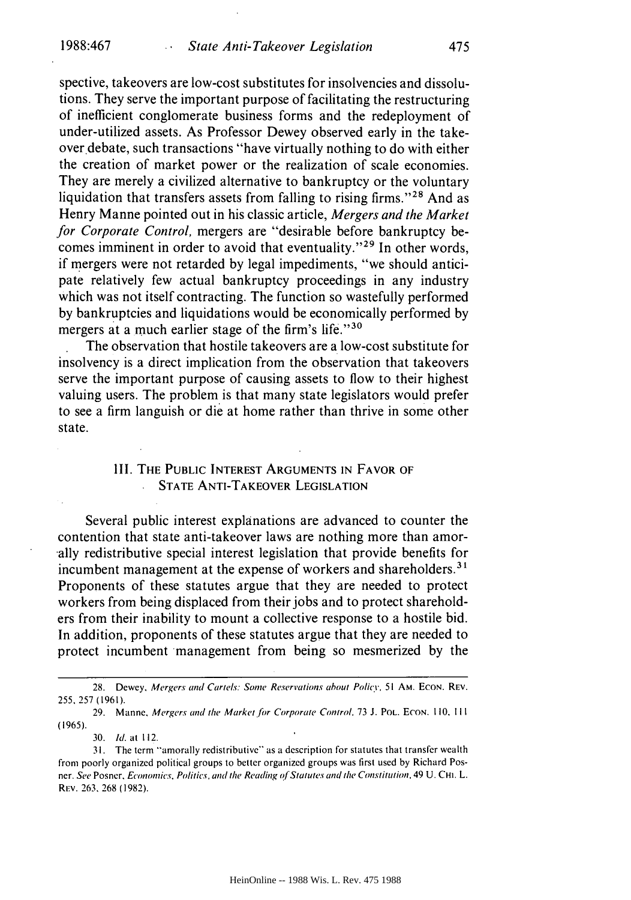spective, takeovers are low-cost substitutes for insolvencies and dissolutions. They serve the important purpose of facilitating the restructuring of inefficient conglomerate business forms and the redeployment of under-utilized assets. As Professor Dewey observed early in the takeover debate, such transactions "have virtually nothing to do with either the creation of market power or the realization of scale economies. They are merely a civilized alternative to bankruptcy or the voluntary liquidation that transfers assets from falling to rising firms."[28] And as Henry Manne pointed out in his classic article, *Mergers and the Market for Corporate Control*, mergers are "desirable before bankruptcy becomes imminent in order to avoid that eventuality."[29] In other words, if mergers were not retarded by legal impediments, "we should anticipate relatively few actual bankruptcy proceedings in any industry which was not itself contracting. The function so wastefully performed by bankruptcies and liquidations would be economically performed by mergers at a much earlier stage of the firm's life."[30]

The observation that hostile takeovers are a low-cost substitute for insolvency is a direct implication from the observation that takeovers serve the important purpose of causing assets to flow to their highest valuing users. The problem is that many state legislators would prefer to see a firm languish or die at home rather than thrive in some other state.

## III. The Public Interest Arguments in Favor of State Anti-Takeover Legislation

Several public interest explanations are advanced to counter the contention that state anti-takeover laws are nothing more than amorally redistributive special interest legislation that provide benefits for incumbent management at the expense of workers and shareholders.[31] Proponents of these statutes argue that they are needed to protect workers from being displaced from their jobs and to protect shareholders from their inability to mount a collective response to a hostile bid. In addition, proponents of these statutes argue that they are needed to protect incumbent management from being so mesmerized by the

---

28. Dewey, *Mergers and Cartels: Some Reservations about Policy*, 51 Am. Econ. Rev. 255, 257 (1961).

29. Manne, *Mergers and the Market for Corporate Control*, 73 J. Pol. Econ. 110, 111 (1965).

30. *Id.* at 112.

31. The term "amorally redistributive" as a description for statutes that transfer wealth from poorly organized political groups to better organized groups was first used by Richard Posner. *See* Posner, *Economics, Politics, and the Reading of Statutes and the Constitution*, 49 U. Chi. L. Rev. 263, 268 (1982).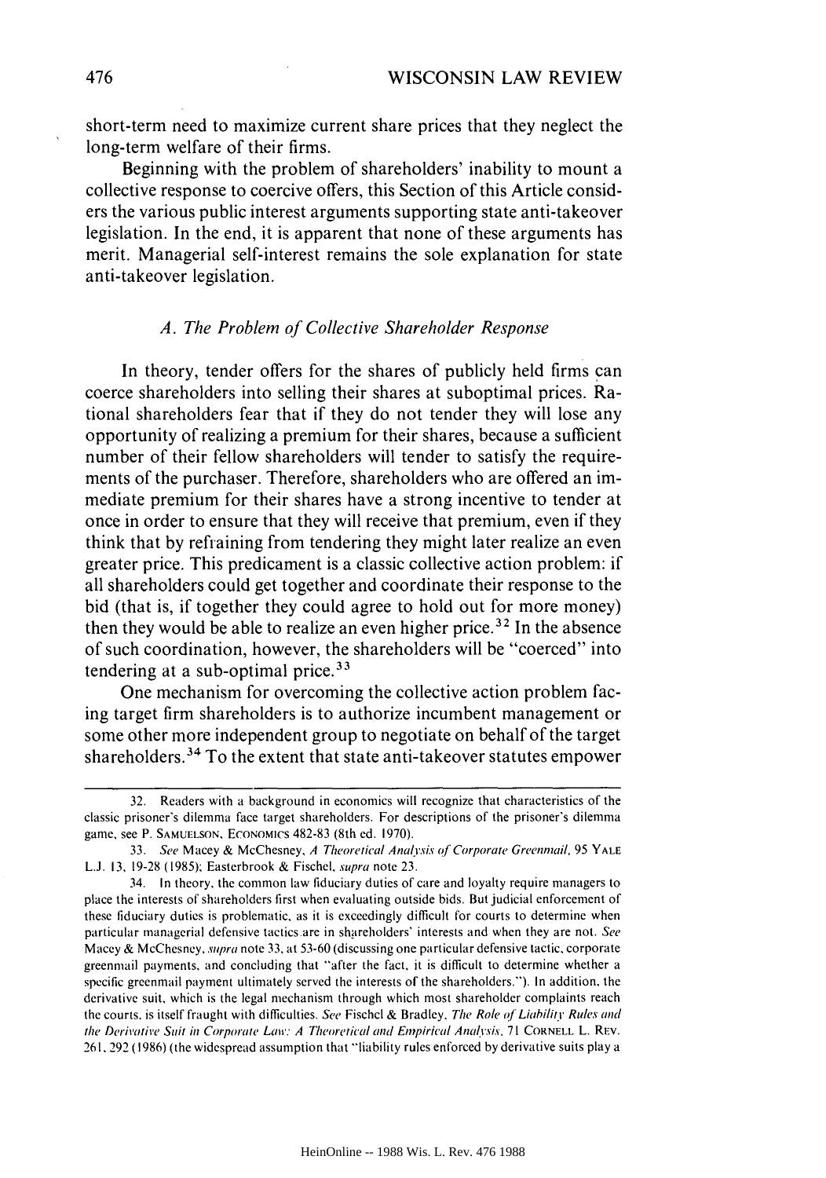short-term need to maximize current share prices that they neglect the long-term welfare of their firms.

Beginning with the problem of shareholders' inability to mount a collective response to coercive offers, this Section of this Article considers the various public interest arguments supporting state anti-takeover legislation. In the end, it is apparent that none of these arguments has merit. Managerial self-interest remains the sole explanation for state anti-takeover legislation.

### *A. The Problem of Collective Shareholder Response*

In theory, tender offers for the shares of publicly held firms can coerce shareholders into selling their shares at suboptimal prices. Rational shareholders fear that if they do not tender they will lose any opportunity of realizing a premium for their shares, because a sufficient number of their fellow shareholders will tender to satisfy the requirements of the purchaser. Therefore, shareholders who are offered an immediate premium for their shares have a strong incentive to tender at once in order to ensure that they will receive that premium, even if they think that by refraining from tendering they might later realize an even greater price. This predicament is a classic collective action problem: if all shareholders could get together and coordinate their response to the bid (that is, if together they could agree to hold out for more money) then they would be able to realize an even higher price.[32] In the absence of such coordination, however, the shareholders will be "coerced" into tendering at a sub-optimal price.[33]

One mechanism for overcoming the collective action problem facing target firm shareholders is to authorize incumbent management or some other more independent group to negotiate on behalf of the target shareholders.[34] To the extent that state anti-takeover statutes empower

---

32. Readers with a background in economics will recognize that characteristics of the classic prisoner's dilemma face target shareholders. For descriptions of the prisoner's dilemma game, see P. SAMUELSON, ECONOMICS 482-83 (8th ed. 1970).

33. *See* Macey & McChesney, *A Theoretical Analysis of Corporate Greenmail*, 95 YALE L.J. 13, 19-28 (1985); Easterbrook & Fischel, *supra* note 23.

34. In theory, the common law fiduciary duties of care and loyalty require managers to place the interests of shareholders first when evaluating outside bids. But judicial enforcement of these fiduciary duties is problematic, as it is exceedingly difficult for courts to determine when particular managerial defensive tactics are in shareholders' interests and when they are not. *See* Macey & McChesney, *supra* note 33, at 53-60 (discussing one particular defensive tactic, corporate greenmail payments, and concluding that "after the fact, it is difficult to determine whether a specific greenmail payment ultimately served the interests of the shareholders."). In addition, the derivative suit, which is the legal mechanism through which most shareholder complaints reach the courts, is itself fraught with difficulties. *See* Fischel & Bradley, *The Role of Liability Rules and the Derivative Suit in Corporate Law: A Theoretical and Empirical Analysis*, 71 CORNELL L. REV. 261, 292 (1986) (the widespread assumption that "liability rules enforced by derivative suits play a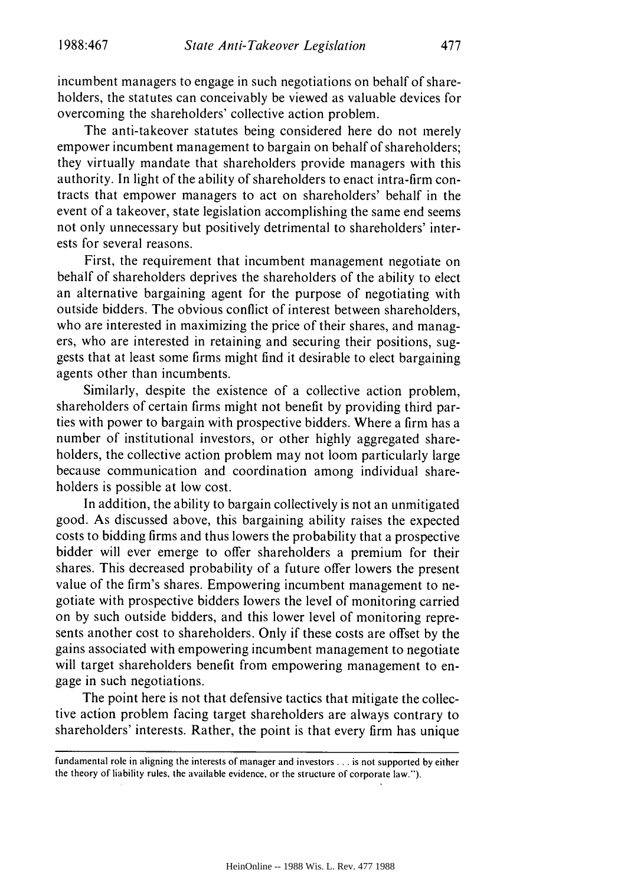incumbent managers to engage in such negotiations on behalf of shareholders, the statutes can conceivably be viewed as valuable devices for overcoming the shareholders' collective action problem.

The anti-takeover statutes being considered here do not merely empower incumbent management to bargain on behalf of shareholders; they virtually mandate that shareholders provide managers with this authority. In light of the ability of shareholders to enact intra-firm contracts that empower managers to act on shareholders' behalf in the event of a takeover, state legislation accomplishing the same end seems not only unnecessary but positively detrimental to shareholders' interests for several reasons.

First, the requirement that incumbent management negotiate on behalf of shareholders deprives the shareholders of the ability to elect an alternative bargaining agent for the purpose of negotiating with outside bidders. The obvious conflict of interest between shareholders, who are interested in maximizing the price of their shares, and managers, who are interested in retaining and securing their positions, suggests that at least some firms might find it desirable to elect bargaining agents other than incumbents.

Similarly, despite the existence of a collective action problem, shareholders of certain firms might not benefit by providing third parties with power to bargain with prospective bidders. Where a firm has a number of institutional investors, or other highly aggregated shareholders, the collective action problem may not loom particularly large because communication and coordination among individual shareholders is possible at low cost.

In addition, the ability to bargain collectively is not an unmitigated good. As discussed above, this bargaining ability raises the expected costs to bidding firms and thus lowers the probability that a prospective bidder will ever emerge to offer shareholders a premium for their shares. This decreased probability of a future offer lowers the present value of the firm's shares. Empowering incumbent management to negotiate with prospective bidders lowers the level of monitoring carried on by such outside bidders, and this lower level of monitoring represents another cost to shareholders. Only if these costs are offset by the gains associated with empowering incumbent management to negotiate will target shareholders benefit from empowering management to engage in such negotiations.

The point here is not that defensive tactics that mitigate the collective action problem facing target shareholders are always contrary to shareholders' interests. Rather, the point is that every firm has unique

---

fundamental role in aligning the interests of manager and investors . . . is not supported by either the theory of liability rules, the available evidence, or the structure of corporate law.").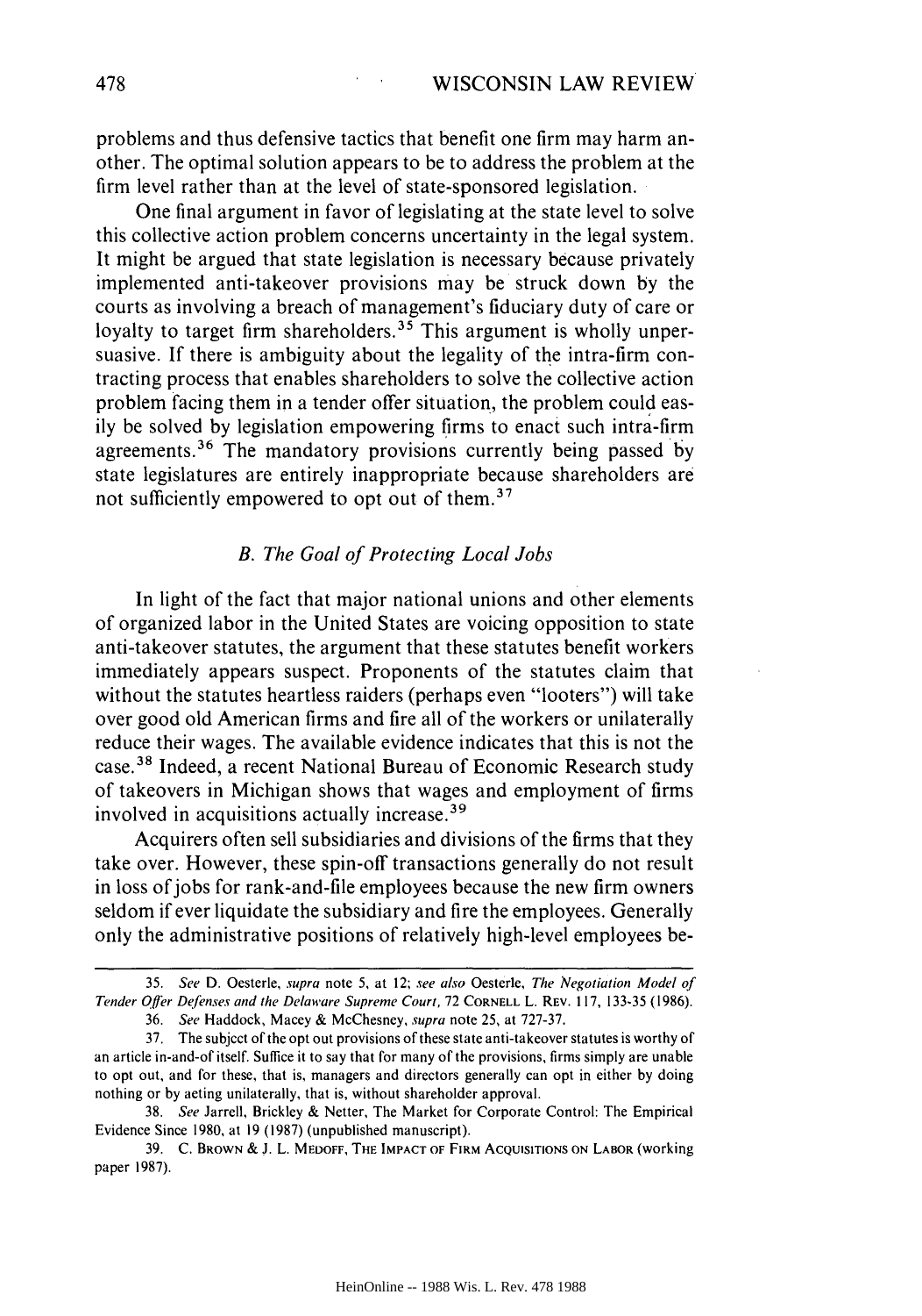problems and thus defensive tactics that benefit one firm may harm another. The optimal solution appears to be to address the problem at the firm level rather than at the level of state-sponsored legislation.

One final argument in favor of legislating at the state level to solve this collective action problem concerns uncertainty in the legal system. It might be argued that state legislation is necessary because privately implemented anti-takeover provisions may be struck down by the courts as involving a breach of management's fiduciary duty of care or loyalty to target firm shareholders.[35] This argument is wholly unpersuasive. If there is ambiguity about the legality of the intra-firm contracting process that enables shareholders to solve the collective action problem facing them in a tender offer situation, the problem could easily be solved by legislation empowering firms to enact such intra-firm agreements.[36] The mandatory provisions currently being passed by state legislatures are entirely inappropriate because shareholders are not sufficiently empowered to opt out of them.[37]

### *B. The Goal of Protecting Local Jobs*

In light of the fact that major national unions and other elements of organized labor in the United States are voicing opposition to state anti-takeover statutes, the argument that these statutes benefit workers immediately appears suspect. Proponents of the statutes claim that without the statutes heartless raiders (perhaps even "looters") will take over good old American firms and fire all of the workers or unilaterally reduce their wages. The available evidence indicates that this is not the case.[38] Indeed, a recent National Bureau of Economic Research study of takeovers in Michigan shows that wages and employment of firms involved in acquisitions actually increase.[39]

Acquirers often sell subsidiaries and divisions of the firms that they take over. However, these spin-off transactions generally do not result in loss of jobs for rank-and-file employees because the new firm owners seldom if ever liquidate the subsidiary and fire the employees. Generally only the administrative positions of relatively high-level employees be-

---

35. *See* D. Oesterle, *supra* note 5, at 12; *see also* Oesterle, *The Negotiation Model of Tender Offer Defenses and the Delaware Supreme Court*, 72 CORNELL L. REV. 117, 133-35 (1986).

36. *See* Haddock, Macey & McChesney, *supra* note 25, at 727-37.

37. The subject of the opt out provisions of these state anti-takeover statutes is worthy of an article in-and-of itself. Suffice it to say that for many of the provisions, firms simply are unable to opt out, and for these, that is, managers and directors generally can opt in either by doing nothing or by acting unilaterally, that is, without shareholder approval.

38. *See* Jarrell, Brickley & Netter, The Market for Corporate Control: The Empirical Evidence Since 1980, at 19 (1987) (unpublished manuscript).

39. C. BROWN & J. L. MEDOFF, THE IMPACT OF FIRM ACQUISITIONS ON LABOR (working paper 1987).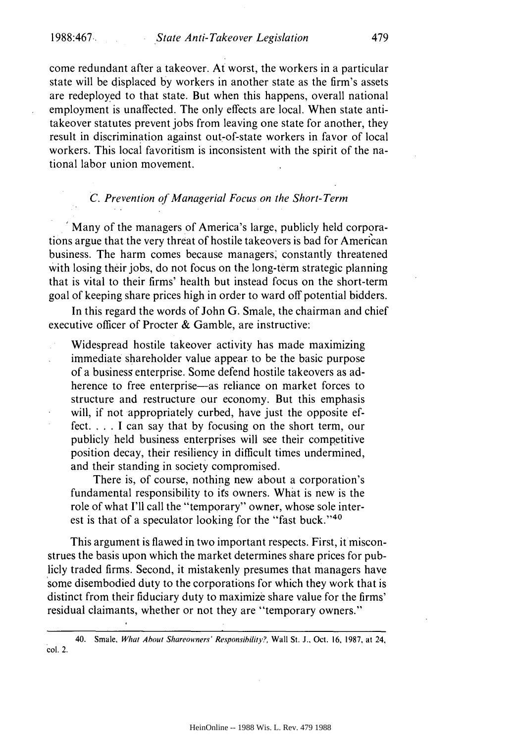come redundant after a takeover. At worst, the workers in a particular state will be displaced by workers in another state as the firm's assets are redeployed to that state. But when this happens, overall national employment is unaffected. The only effects are local. When state anti-takeover statutes prevent jobs from leaving one state for another, they result in discrimination against out-of-state workers in favor of local workers. This local favoritism is inconsistent with the spirit of the national labor union movement.

### *C. Prevention of Managerial Focus on the Short-Term*

Many of the managers of America's large, publicly held corporations argue that the very threat of hostile takeovers is bad for American business. The harm comes because managers, constantly threatened with losing their jobs, do not focus on the long-term strategic planning that is vital to their firms' health but instead focus on the short-term goal of keeping share prices high in order to ward off potential bidders.

In this regard the words of John G. Smale, the chairman and chief executive officer of Procter & Gamble, are instructive:

> Widespread hostile takeover activity has made maximizing immediate shareholder value appear to be the basic purpose of a business enterprise. Some defend hostile takeovers as adherence to free enterprise—as reliance on market forces to structure and restructure our economy. But this emphasis will, if not appropriately curbed, have just the opposite effect. . . . I can say that by focusing on the short term, our publicly held business enterprises will see their competitive position decay, their resiliency in difficult times undermined, and their standing in society compromised.
>
> There is, of course, nothing new about a corporation's fundamental responsibility to its owners. What is new is the role of what I'll call the "temporary" owner, whose sole interest is that of a speculator looking for the "fast buck."[40]

This argument is flawed in two important respects. First, it misconstrues the basis upon which the market determines share prices for publicly traded firms. Second, it mistakenly presumes that managers have some disembodied duty to the corporations for which they work that is distinct from their fiduciary duty to maximize share value for the firms' residual claimants, whether or not they are "temporary owners."

---

40. Smale, *What About Shareowners' Responsibility?*, Wall St. J., Oct. 16, 1987, at 24, col. 2.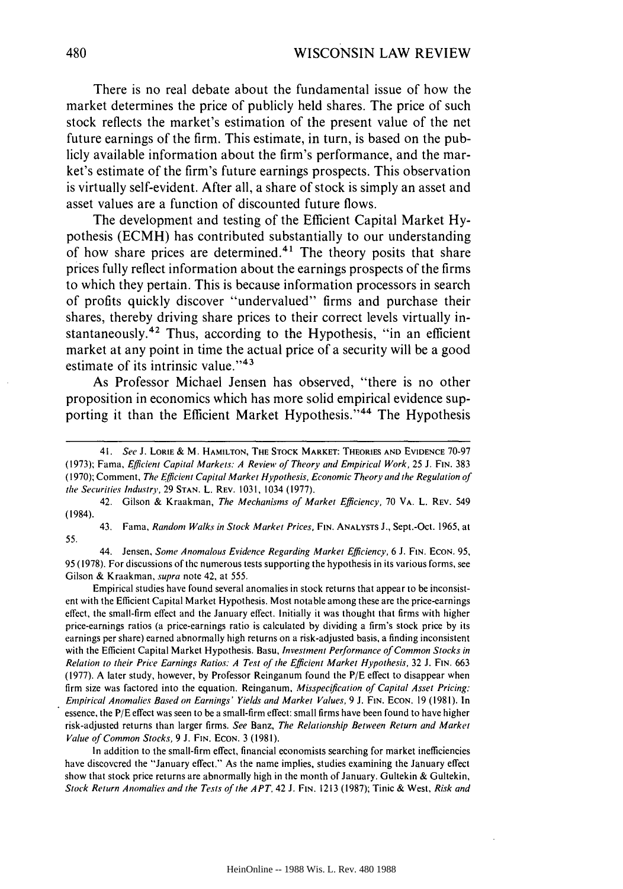There is no real debate about the fundamental issue of how the market determines the price of publicly held shares. The price of such stock reflects the market's estimation of the present value of the net future earnings of the firm. This estimate, in turn, is based on the publicly available information about the firm's performance, and the market's estimate of the firm's future earnings prospects. This observation is virtually self-evident. After all, a share of stock is simply an asset and asset values are a function of discounted future flows.

The development and testing of the Efficient Capital Market Hypothesis (ECMH) has contributed substantially to our understanding of how share prices are determined.[41] The theory posits that share prices fully reflect information about the earnings prospects of the firms to which they pertain. This is because information processors in search of profits quickly discover "undervalued" firms and purchase their shares, thereby driving share prices to their correct levels virtually instantaneously.[42] Thus, according to the Hypothesis, "in an efficient market at any point in time the actual price of a security will be a good estimate of its intrinsic value."[43]

As Professor Michael Jensen has observed, "there is no other proposition in economics which has more solid empirical evidence supporting it than the Efficient Market Hypothesis."[44] The Hypothesis

---

41. *See* J. Lorie & M. Hamilton, The Stock Market: Theories and Evidence 70-97 (1973); Fama, *Efficient Capital Markets: A Review of Theory and Empirical Work*, 25 J. Fin. 383 (1970); Comment, *The Efficient Capital Market Hypothesis, Economic Theory and the Regulation of the Securities Industry*, 29 Stan. L. Rev. 1031, 1034 (1977).

42. Gilson & Kraakman, *The Mechanisms of Market Efficiency*, 70 Va. L. Rev. 549 (1984).

43. Fama, *Random Walks in Stock Market Prices*, Fin. Analysts J., Sept.-Oct. 1965, at 55.

44. Jensen, *Some Anomalous Evidence Regarding Market Efficiency*, 6 J. Fin. Econ. 95, 95 (1978). For discussions of the numerous tests supporting the hypothesis in its various forms, see Gilson & Kraakman, *supra* note 42, at 555.

Empirical studies have found several anomalies in stock returns that appear to be inconsistent with the Efficient Capital Market Hypothesis. Most notable among these are the price-earnings effect, the small-firm effect and the January effect. Initially it was thought that firms with higher price-earnings ratios (a price-earnings ratio is calculated by dividing a firm's stock price by its earnings per share) earned abnormally high returns on a risk-adjusted basis, a finding inconsistent with the Efficient Capital Market Hypothesis. Basu, *Investment Performance of Common Stocks in Relation to their Price Earnings Ratios: A Test of the Efficient Market Hypothesis*, 32 J. Fin. 663 (1977). A later study, however, by Professor Reinganum found the P/E effect to disappear when firm size was factored into the equation. Reinganum, *Misspecification of Capital Asset Pricing: Empirical Anomalies Based on Earnings' Yields and Market Values*, 9 J. Fin. Econ. 19 (1981). In essence, the P/E effect was seen to be a small-firm effect: small firms have been found to have higher risk-adjusted returns than larger firms. *See* Banz, *The Relationship Between Return and Market Value of Common Stocks*, 9 J. Fin. Econ. 3 (1981).

In addition to the small-firm effect, financial economists searching for market inefficiencies have discovered the "January effect." As the name implies, studies examining the January effect show that stock price returns are abnormally high in the month of January. Gultekin & Gultekin, *Stock Return Anomalies and the Tests of the APT*, 42 J. Fin. 1213 (1987); Tinic & West, *Risk and*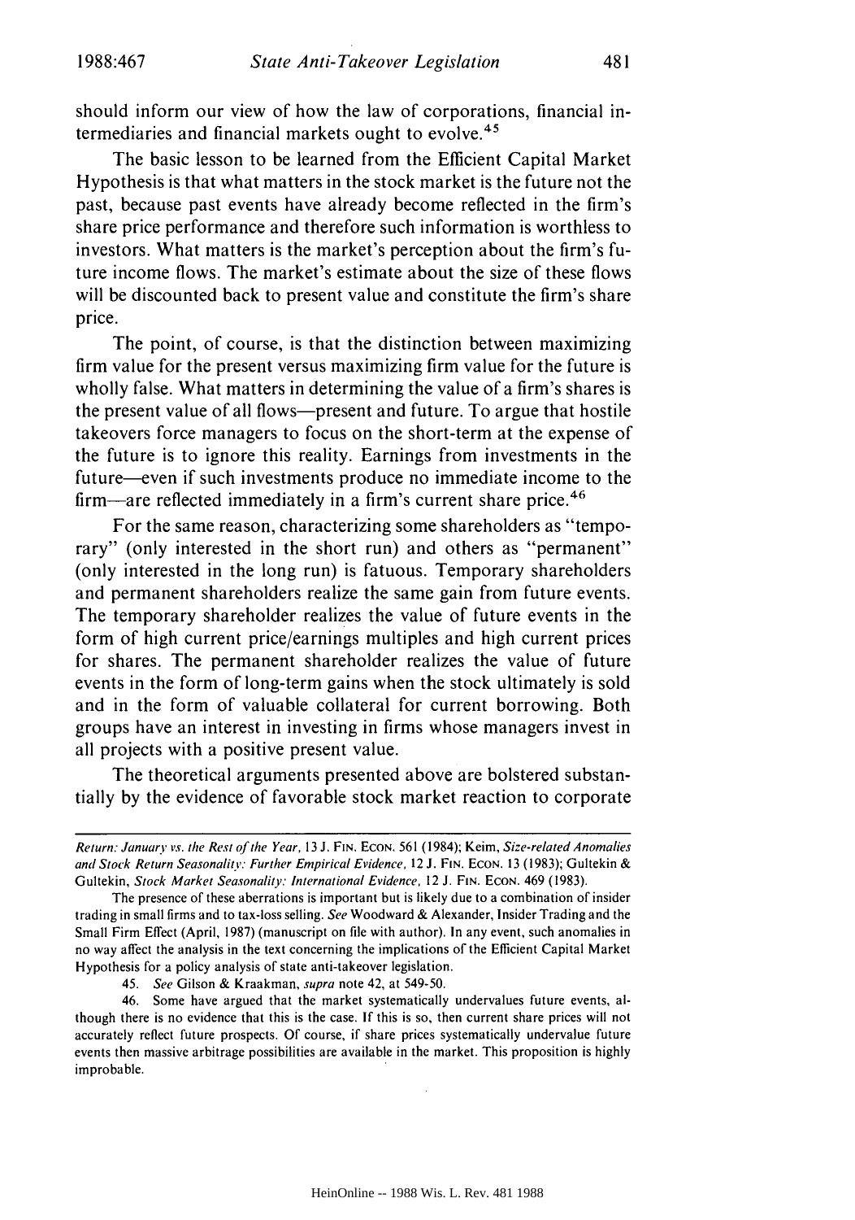should inform our view of how the law of corporations, financial intermediaries and financial markets ought to evolve.[45]

The basic lesson to be learned from the Efficient Capital Market Hypothesis is that what matters in the stock market is the future not the past, because past events have already become reflected in the firm's share price performance and therefore such information is worthless to investors. What matters is the market's perception about the firm's future income flows. The market's estimate about the size of these flows will be discounted back to present value and constitute the firm's share price.

The point, of course, is that the distinction between maximizing firm value for the present versus maximizing firm value for the future is wholly false. What matters in determining the value of a firm's shares is the present value of all flows—present and future. To argue that hostile takeovers force managers to focus on the short-term at the expense of the future is to ignore this reality. Earnings from investments in the future—even if such investments produce no immediate income to the firm—are reflected immediately in a firm's current share price.[46]

For the same reason, characterizing some shareholders as "temporary" (only interested in the short run) and others as "permanent" (only interested in the long run) is fatuous. Temporary shareholders and permanent shareholders realize the same gain from future events. The temporary shareholder realizes the value of future events in the form of high current price/earnings multiples and high current prices for shares. The permanent shareholder realizes the value of future events in the form of long-term gains when the stock ultimately is sold and in the form of valuable collateral for current borrowing. Both groups have an interest in investing in firms whose managers invest in all projects with a positive present value.

The theoretical arguments presented above are bolstered substantially by the evidence of favorable stock market reaction to corporate

---

*Return: January vs. the Rest of the Year*, 13 J. FIN. ECON. 561 (1984); Keim, *Size-related Anomalies and Stock Return Seasonality: Further Empirical Evidence*, 12 J. FIN. ECON. 13 (1983); Gultekin & Gultekin, *Stock Market Seasonality: International Evidence*, 12 J. FIN. ECON. 469 (1983).

The presence of these aberrations is important but is likely due to a combination of insider trading in small firms and to tax-loss selling. *See* Woodward & Alexander, Insider Trading and the Small Firm Effect (April, 1987) (manuscript on file with author). In any event, such anomalies in no way affect the analysis in the text concerning the implications of the Efficient Capital Market Hypothesis for a policy analysis of state anti-takeover legislation.

45. *See* Gilson & Kraakman, *supra* note 42, at 549-50.

46. Some have argued that the market systematically undervalues future events, although there is no evidence that this is the case. If this is so, then current share prices will not accurately reflect future prospects. Of course, if share prices systematically undervalue future events then massive arbitrage possibilities are available in the market. This proposition is highly improbable.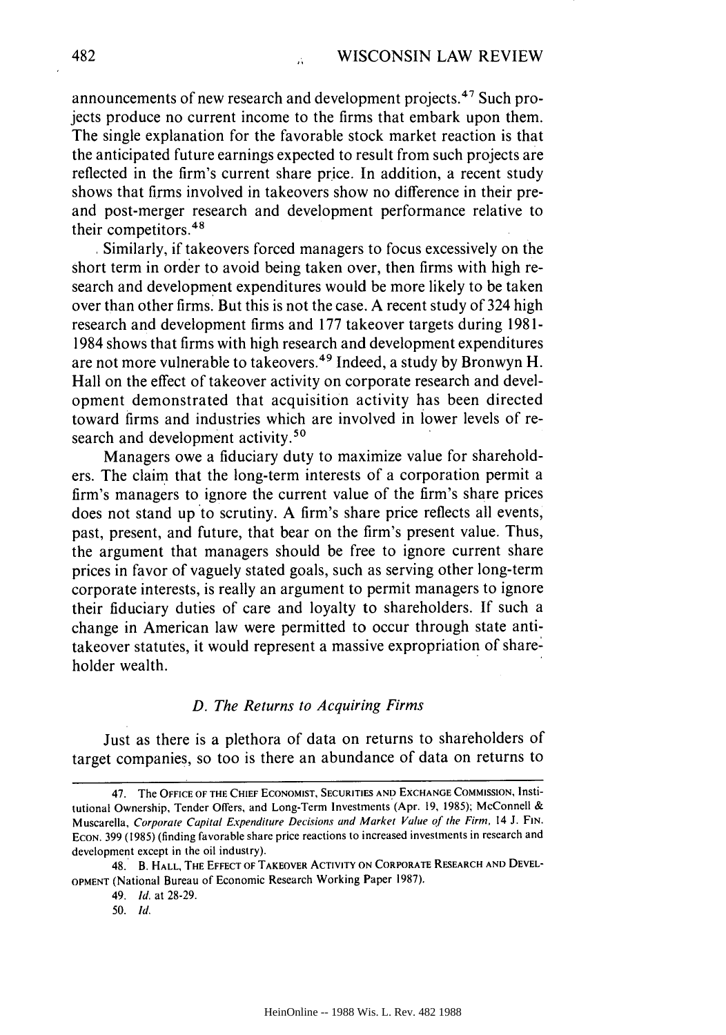announcements of new research and development projects.[47] Such projects produce no current income to the firms that embark upon them. The single explanation for the favorable stock market reaction is that the anticipated future earnings expected to result from such projects are reflected in the firm's current share price. In addition, a recent study shows that firms involved in takeovers show no difference in their pre- and post-merger research and development performance relative to their competitors.[48]

Similarly, if takeovers forced managers to focus excessively on the short term in order to avoid being taken over, then firms with high research and development expenditures would be more likely to be taken over than other firms. But this is not the case. A recent study of 324 high research and development firms and 177 takeover targets during 1981-1984 shows that firms with high research and development expenditures are not more vulnerable to takeovers.[49] Indeed, a study by Bronwyn H. Hall on the effect of takeover activity on corporate research and development demonstrated that acquisition activity has been directed toward firms and industries which are involved in lower levels of research and development activity.[50]

Managers owe a fiduciary duty to maximize value for shareholders. The claim that the long-term interests of a corporation permit a firm's managers to ignore the current value of the firm's share prices does not stand up to scrutiny. A firm's share price reflects all events, past, present, and future, that bear on the firm's present value. Thus, the argument that managers should be free to ignore current share prices in favor of vaguely stated goals, such as serving other long-term corporate interests, is really an argument to permit managers to ignore their fiduciary duties of care and loyalty to shareholders. If such a change in American law were permitted to occur through state anti-takeover statutes, it would represent a massive expropriation of shareholder wealth.

### *D. The Returns to Acquiring Firms*

Just as there is a plethora of data on returns to shareholders of target companies, so too is there an abundance of data on returns to

---

47. The OFFICE OF THE CHIEF ECONOMIST, SECURITIES AND EXCHANGE COMMISSION, Institutional Ownership, Tender Offers, and Long-Term Investments (Apr. 19, 1985); McConnell & Muscarella, *Corporate Capital Expenditure Decisions and Market Value of the Firm*, 14 J. FIN. ECON. 399 (1985) (finding favorable share price reactions to increased investments in research and development except in the oil industry).

48. B. HALL, THE EFFECT OF TAKEOVER ACTIVITY ON CORPORATE RESEARCH AND DEVELOPMENT (National Bureau of Economic Research Working Paper 1987).

49. *Id.* at 28-29.

50. *Id.*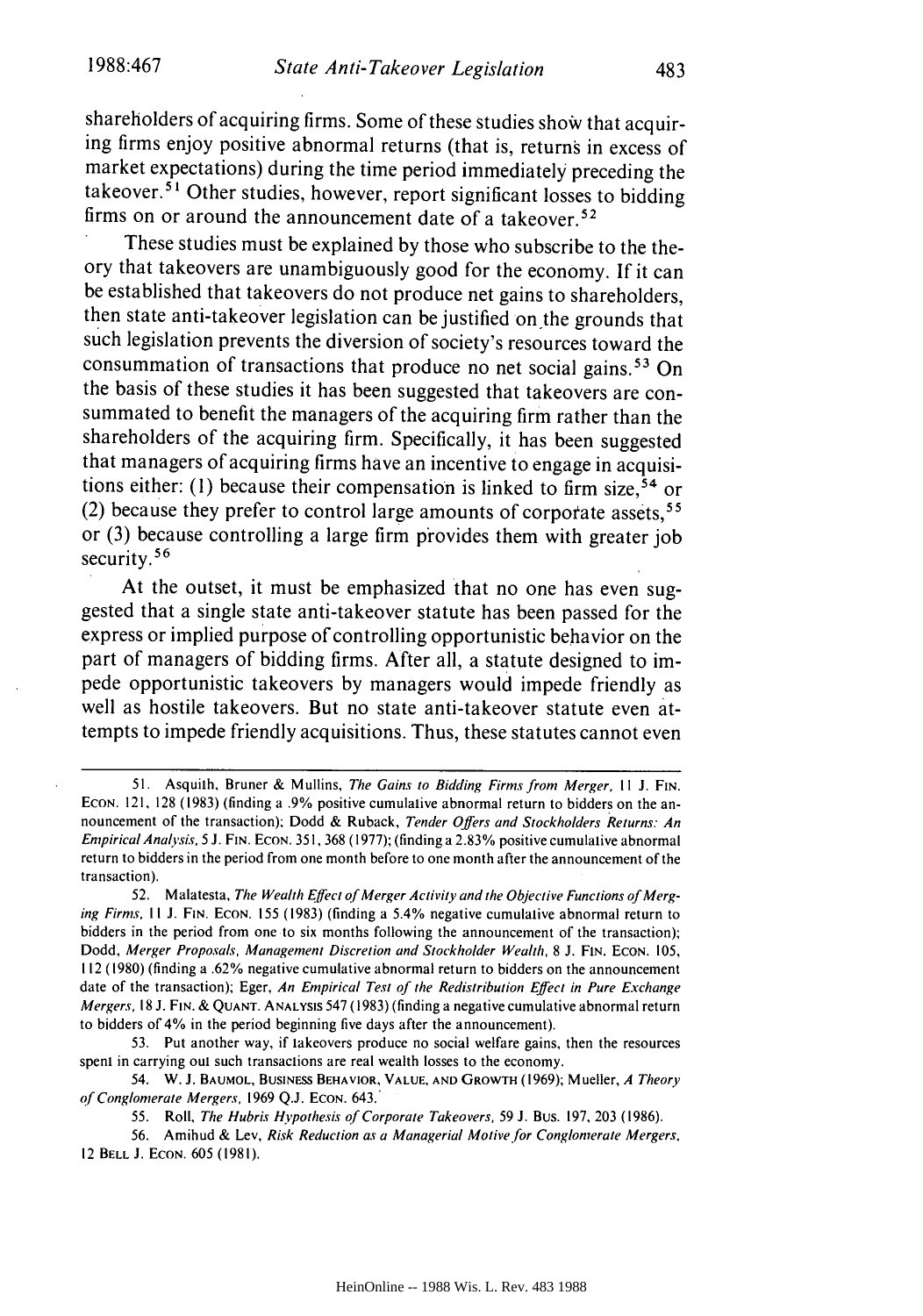shareholders of acquiring firms. Some of these studies show that acquiring firms enjoy positive abnormal returns (that is, returns in excess of market expectations) during the time period immediately preceding the takeover.[51] Other studies, however, report significant losses to bidding firms on or around the announcement date of a takeover.[52]

These studies must be explained by those who subscribe to the theory that takeovers are unambiguously good for the economy. If it can be established that takeovers do not produce net gains to shareholders, then state anti-takeover legislation can be justified on the grounds that such legislation prevents the diversion of society's resources toward the consummation of transactions that produce no net social gains.[53] On the basis of these studies it has been suggested that takeovers are consummated to benefit the managers of the acquiring firm rather than the shareholders of the acquiring firm. Specifically, it has been suggested that managers of acquiring firms have an incentive to engage in acquisitions either: (1) because their compensation is linked to firm size,[54] or (2) because they prefer to control large amounts of corporate assets,[55] or (3) because controlling a large firm provides them with greater job security.[56]

At the outset, it must be emphasized that no one has even suggested that a single state anti-takeover statute has been passed for the express or implied purpose of controlling opportunistic behavior on the part of managers of bidding firms. After all, a statute designed to impede opportunistic takeovers by managers would impede friendly as well as hostile takeovers. But no state anti-takeover statute even attempts to impede friendly acquisitions. Thus, these statutes cannot even

---

51. Asquith, Bruner & Mullins, *The Gains to Bidding Firms from Merger*, 11 J. FIN. ECON. 121, 128 (1983) (finding a .9% positive cumulative abnormal return to bidders on the announcement of the transaction); Dodd & Ruback, *Tender Offers and Stockholders Returns: An Empirical Analysis*, 5 J. FIN. ECON. 351, 368 (1977); (finding a 2.83% positive cumulative abnormal return to bidders in the period from one month before to one month after the announcement of the transaction).

52. Malatesta, *The Wealth Effect of Merger Activity and the Objective Functions of Merging Firms*, 11 J. FIN. ECON. 155 (1983) (finding a 5.4% negative cumulative abnormal return to bidders in the period from one to six months following the announcement of the transaction); Dodd, *Merger Proposals, Management Discretion and Stockholder Wealth*, 8 J. FIN. ECON. 105, 112 (1980) (finding a .62% negative cumulative abnormal return to bidders on the announcement date of the transaction); Eger, *An Empirical Test of the Redistribution Effect in Pure Exchange Mergers*, 18 J. FIN. & QUANT. ANALYSIS 547 (1983) (finding a negative cumulative abnormal return to bidders of 4% in the period beginning five days after the announcement).

53. Put another way, if takeovers produce no social welfare gains, then the resources spent in carrying out such transactions are real wealth losses to the economy.

54. W. J. BAUMOL, BUSINESS BEHAVIOR, VALUE, AND GROWTH (1969); Mueller, *A Theory of Conglomerate Mergers*, 1969 Q.J. ECON. 643.

55. Roll, *The Hubris Hypothesis of Corporate Takeovers*, 59 J. BUS. 197, 203 (1986).

56. Amihud & Lev, *Risk Reduction as a Managerial Motive for Conglomerate Mergers*, 12 BELL J. ECON. 605 (1981).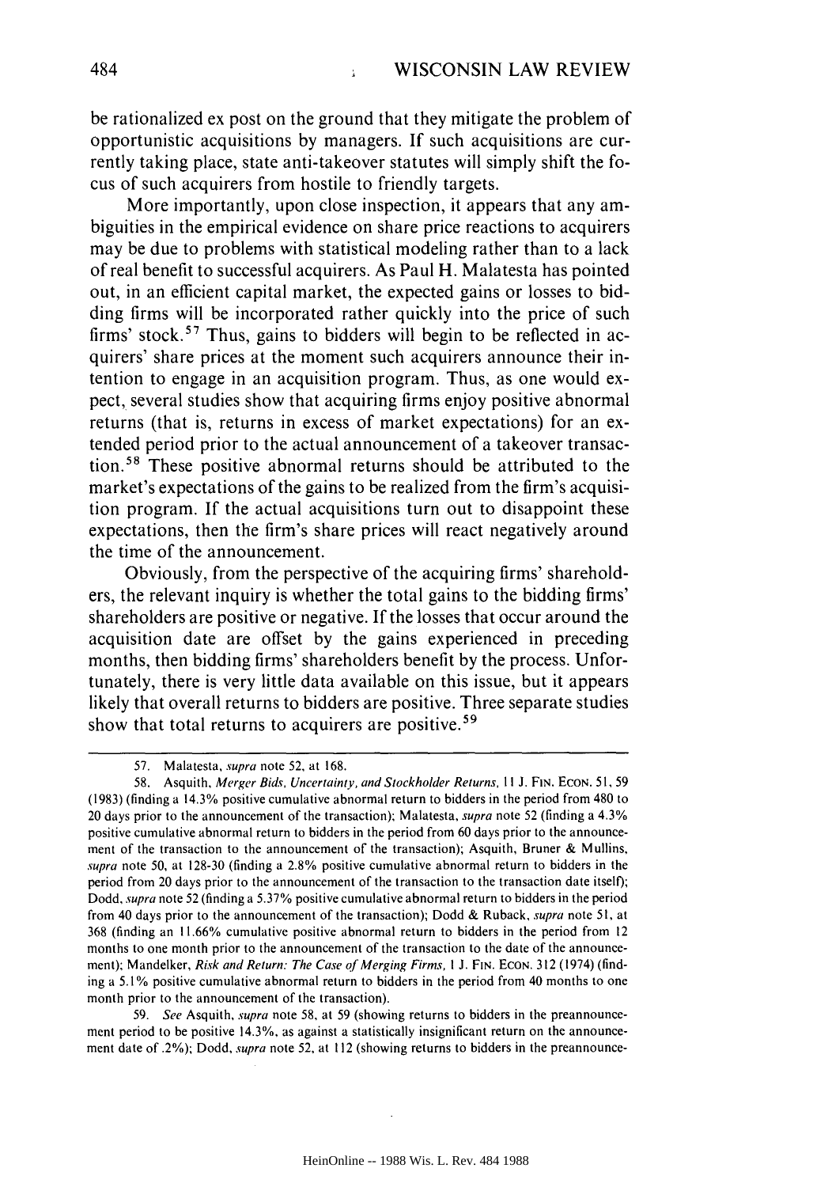be rationalized ex post on the ground that they mitigate the problem of opportunistic acquisitions by managers. If such acquisitions are currently taking place, state anti-takeover statutes will simply shift the focus of such acquirers from hostile to friendly targets.

More importantly, upon close inspection, it appears that any ambiguities in the empirical evidence on share price reactions to acquirers may be due to problems with statistical modeling rather than to a lack of real benefit to successful acquirers. As Paul H. Malatesta has pointed out, in an efficient capital market, the expected gains or losses to bidding firms will be incorporated rather quickly into the price of such firms' stock.[57] Thus, gains to bidders will begin to be reflected in acquirers' share prices at the moment such acquirers announce their intention to engage in an acquisition program. Thus, as one would expect, several studies show that acquiring firms enjoy positive abnormal returns (that is, returns in excess of market expectations) for an extended period prior to the actual announcement of a takeover transaction.[58] These positive abnormal returns should be attributed to the market's expectations of the gains to be realized from the firm's acquisition program. If the actual acquisitions turn out to disappoint these expectations, then the firm's share prices will react negatively around the time of the announcement.

Obviously, from the perspective of the acquiring firms' shareholders, the relevant inquiry is whether the total gains to the bidding firms' shareholders are positive or negative. If the losses that occur around the acquisition date are offset by the gains experienced in preceding months, then bidding firms' shareholders benefit by the process. Unfortunately, there is very little data available on this issue, but it appears likely that overall returns to bidders are positive. Three separate studies show that total returns to acquirers are positive.[59]

---

57. Malatesta, *supra* note 52, at 168.

58. Asquith, *Merger Bids, Uncertainty, and Stockholder Returns*, 11 J. FIN. ECON. 51, 59 (1983) (finding a 14.3% positive cumulative abnormal return to bidders in the period from 480 to 20 days prior to the announcement of the transaction); Malatesta, *supra* note 52 (finding a 4.3% positive cumulative abnormal return to bidders in the period from 60 days prior to the announcement of the transaction to the announcement of the transaction); Asquith, Bruner & Mullins, *supra* note 50, at 128-30 (finding a 2.8% positive cumulative abnormal return to bidders in the period from 20 days prior to the announcement of the transaction to the transaction date itself); Dodd, *supra* note 52 (finding a 5.37% positive cumulative abnormal return to bidders in the period from 40 days prior to the announcement of the transaction); Dodd & Ruback, *supra* note 51, at 368 (finding an 11.66% cumulative positive abnormal return to bidders in the period from 12 months to one month prior to the announcement of the transaction to the date of the announcement); Mandelker, *Risk and Return: The Case of Merging Firms*, 1 J. FIN. ECON. 312 (1974) (finding a 5.1% positive cumulative abnormal return to bidders in the period from 40 months to one month prior to the announcement of the transaction).

59. *See* Asquith, *supra* note 58, at 59 (showing returns to bidders in the preannouncement period to be positive 14.3%, as against a statistically insignificant return on the announcement date of .2%); Dodd, *supra* note 52, at 112 (showing returns to bidders in the preannounce-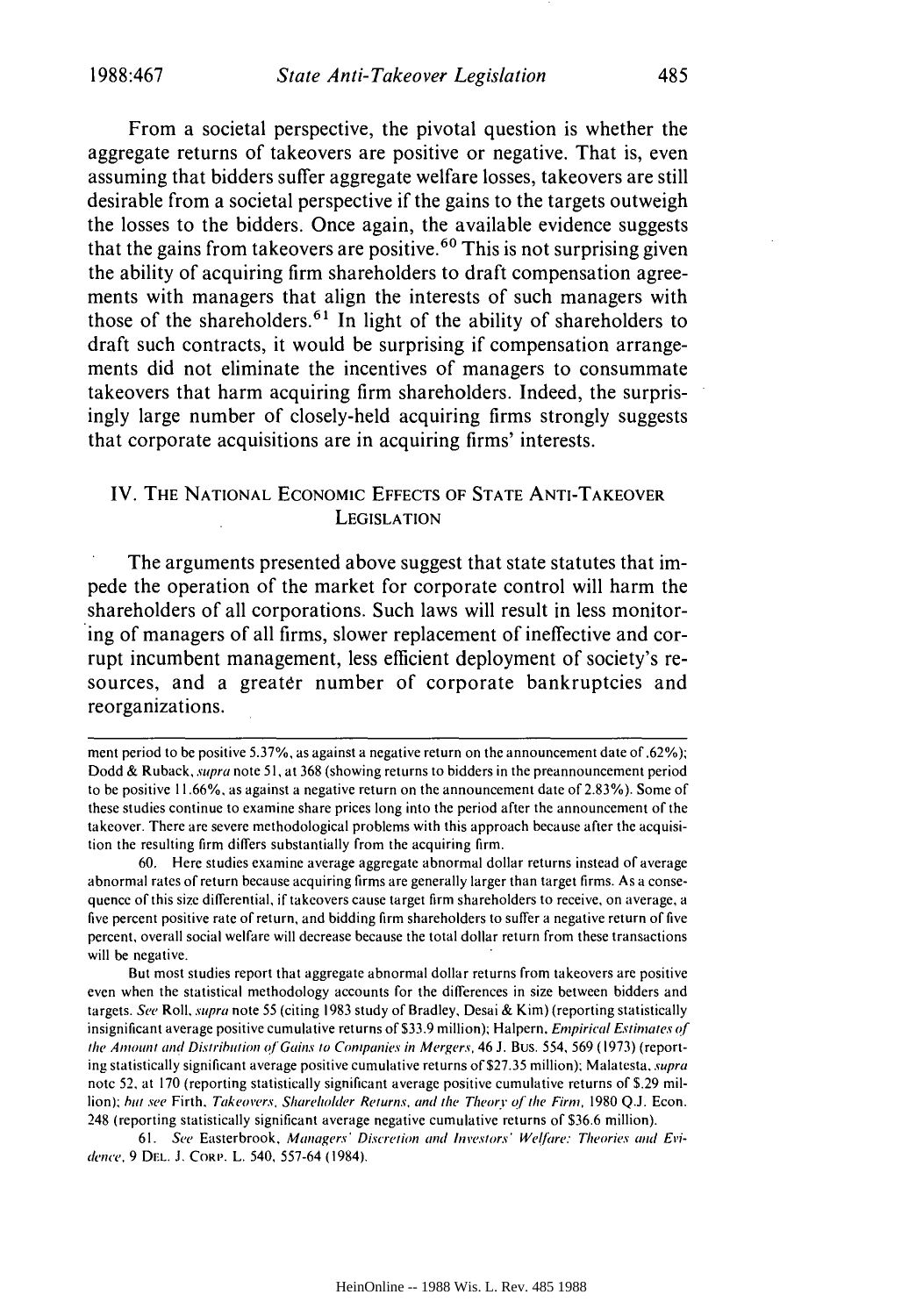From a societal perspective, the pivotal question is whether the aggregate returns of takeovers are positive or negative. That is, even assuming that bidders suffer aggregate welfare losses, takeovers are still desirable from a societal perspective if the gains to the targets outweigh the losses to the bidders. Once again, the available evidence suggests that the gains from takeovers are positive.[60] This is not surprising given the ability of acquiring firm shareholders to draft compensation agreements with managers that align the interests of such managers with those of the shareholders.[61] In light of the ability of shareholders to draft such contracts, it would be surprising if compensation arrangements did not eliminate the incentives of managers to consummate takeovers that harm acquiring firm shareholders. Indeed, the surprisingly large number of closely-held acquiring firms strongly suggests that corporate acquisitions are in acquiring firms' interests.

## IV. The National Economic Effects of State Anti-Takeover Legislation

The arguments presented above suggest that state statutes that impede the operation of the market for corporate control will harm the shareholders of all corporations. Such laws will result in less monitoring of managers of all firms, slower replacement of ineffective and corrupt incumbent management, less efficient deployment of society's resources, and a greater number of corporate bankruptcies and reorganizations.

---

ment period to be positive 5.37%, as against a negative return on the announcement date of .62%); Dodd & Ruback, *supra* note 51, at 368 (showing returns to bidders in the preannouncement period to be positive 11.66%, as against a negative return on the announcement date of 2.83%). Some of these studies continue to examine share prices long into the period after the announcement of the takeover. There are severe methodological problems with this approach because after the acquisition the resulting firm differs substantially from the acquiring firm.

60. Here studies examine average aggregate abnormal dollar returns instead of average abnormal rates of return because acquiring firms are generally larger than target firms. As a consequence of this size differential, if takeovers cause target firm shareholders to receive, on average, a five percent positive rate of return, and bidding firm shareholders to suffer a negative return of five percent, overall social welfare will decrease because the total dollar return from these transactions will be negative.

But most studies report that aggregate abnormal dollar returns from takeovers are positive even when the statistical methodology accounts for the differences in size between bidders and targets. *See* Roll, *supra* note 55 (citing 1983 study of Bradley, Desai & Kim) (reporting statistically insignificant average positive cumulative returns of $33.9 million); Halpern, *Empirical Estimates of the Amount and Distribution of Gains to Companies in Mergers*, 46 J. Bus. 554, 569 (1973) (reporting statistically significant average positive cumulative returns of $27.35 million); Malatesta, *supra* note 52, at 170 (reporting statistically significant average positive cumulative returns of $.29 million); *but see* Firth, *Takeovers, Shareholder Returns, and the Theory of the Firm*, 1980 Q.J. Econ. 248 (reporting statistically significant average negative cumulative returns of $36.6 million).

61. *See* Easterbrook, *Managers' Discretion and Investors' Welfare: Theories and Evidence*, 9 Del. J. Corp. L. 540, 557-64 (1984).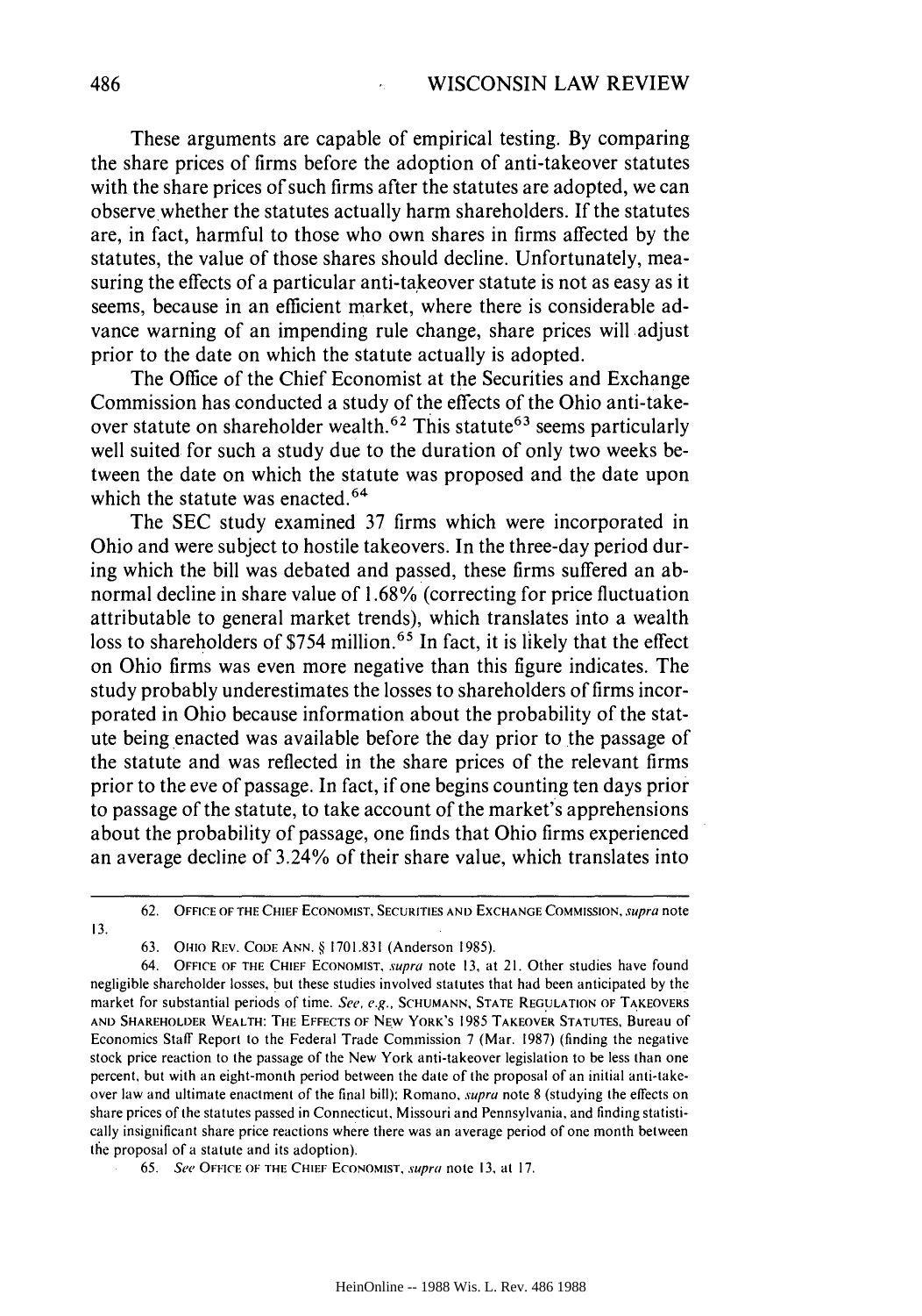These arguments are capable of empirical testing. By comparing the share prices of firms before the adoption of anti-takeover statutes with the share prices of such firms after the statutes are adopted, we can observe whether the statutes actually harm shareholders. If the statutes are, in fact, harmful to those who own shares in firms affected by the statutes, the value of those shares should decline. Unfortunately, measuring the effects of a particular anti-takeover statute is not as easy as it seems, because in an efficient market, where there is considerable advance warning of an impending rule change, share prices will adjust prior to the date on which the statute actually is adopted.

The Office of the Chief Economist at the Securities and Exchange Commission has conducted a study of the effects of the Ohio anti-takeover statute on shareholder wealth.[62] This statute[63] seems particularly well suited for such a study due to the duration of only two weeks between the date on which the statute was proposed and the date upon which the statute was enacted.[64]

The SEC study examined 37 firms which were incorporated in Ohio and were subject to hostile takeovers. In the three-day period during which the bill was debated and passed, these firms suffered an abnormal decline in share value of 1.68% (correcting for price fluctuation attributable to general market trends), which translates into a wealth loss to shareholders of $754 million.[65] In fact, it is likely that the effect on Ohio firms was even more negative than this figure indicates. The study probably underestimates the losses to shareholders of firms incorporated in Ohio because information about the probability of the statute being enacted was available before the day prior to the passage of the statute and was reflected in the share prices of the relevant firms prior to the eve of passage. In fact, if one begins counting ten days prior to passage of the statute, to take account of the market's apprehensions about the probability of passage, one finds that Ohio firms experienced an average decline of 3.24% of their share value, which translates into

---

62. OFFICE OF THE CHIEF ECONOMIST, SECURITIES AND EXCHANGE COMMISSION, *supra* note 13.

63. OHIO REV. CODE ANN. § 1701.831 (Anderson 1985).

64. OFFICE OF THE CHIEF ECONOMIST, *supra* note 13, at 21. Other studies have found negligible shareholder losses, but these studies involved statutes that had been anticipated by the market for substantial periods of time. *See, e.g.*, SCHUMANN, STATE REGULATION OF TAKEOVERS AND SHAREHOLDER WEALTH: THE EFFECTS OF NEW YORK'S 1985 TAKEOVER STATUTES, Bureau of Economics Staff Report to the Federal Trade Commission 7 (Mar. 1987) (finding the negative stock price reaction to the passage of the New York anti-takeover legislation to be less than one percent, but with an eight-month period between the date of the proposal of an initial anti-takeover law and ultimate enactment of the final bill); Romano, *supra* note 8 (studying the effects on share prices of the statutes passed in Connecticut, Missouri and Pennsylvania, and finding statistically insignificant share price reactions where there was an average period of one month between the proposal of a statute and its adoption).

65. *See* OFFICE OF THE CHIEF ECONOMIST, *supra* note 13, at 17.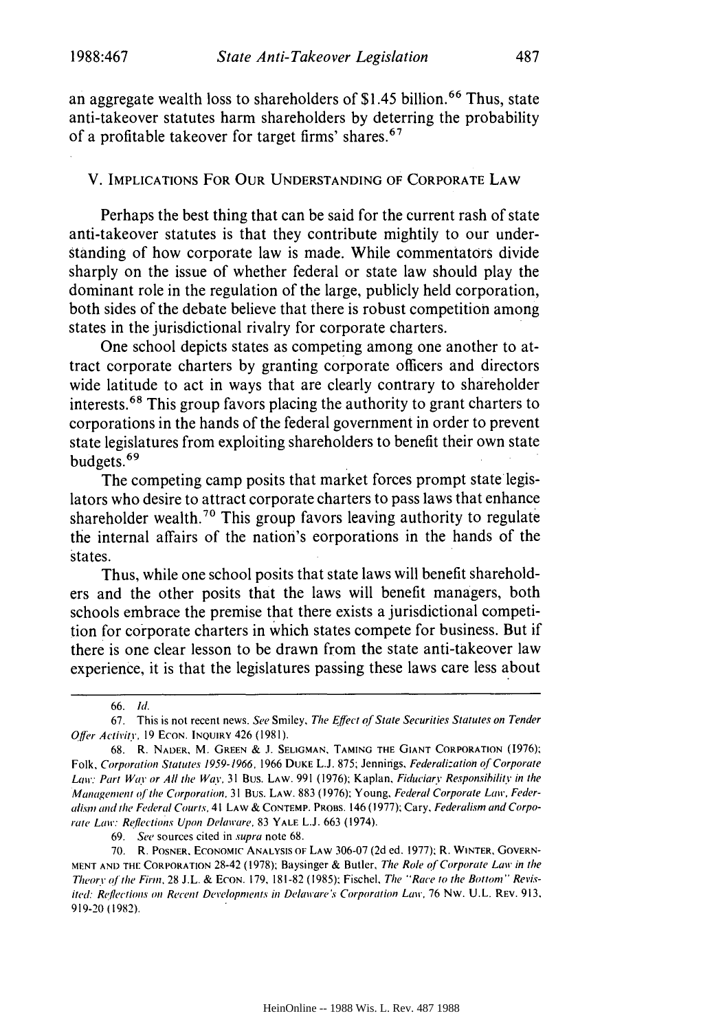an aggregate wealth loss to shareholders of $1.45 billion.[66] Thus, state anti-takeover statutes harm shareholders by deterring the probability of a profitable takeover for target firms' shares.[67]

## V. IMPLICATIONS FOR OUR UNDERSTANDING OF CORPORATE LAW

Perhaps the best thing that can be said for the current rash of state anti-takeover statutes is that they contribute mightily to our understanding of how corporate law is made. While commentators divide sharply on the issue of whether federal or state law should play the dominant role in the regulation of the large, publicly held corporation, both sides of the debate believe that there is robust competition among states in the jurisdictional rivalry for corporate charters.

One school depicts states as competing among one another to attract corporate charters by granting corporate officers and directors wide latitude to act in ways that are clearly contrary to shareholder interests.[68] This group favors placing the authority to grant charters to corporations in the hands of the federal government in order to prevent state legislatures from exploiting shareholders to benefit their own state budgets.[69]

The competing camp posits that market forces prompt state legislators who desire to attract corporate charters to pass laws that enhance shareholder wealth.[70] This group favors leaving authority to regulate the internal affairs of the nation's corporations in the hands of the states.

Thus, while one school posits that state laws will benefit shareholders and the other posits that the laws will benefit managers, both schools embrace the premise that there exists a jurisdictional competition for corporate charters in which states compete for business. But if there is one clear lesson to be drawn from the state anti-takeover law experience, it is that the legislatures passing these laws care less about

---

66. *Id.*

67. This is not recent news. *See* Smiley, *The Effect of State Securities Statutes on Tender Offer Activity*, 19 ECON. INQUIRY 426 (1981).

68. R. NADER, M. GREEN & J. SELIGMAN, TAMING THE GIANT CORPORATION (1976); Folk, *Corporation Statutes 1959-1966*, 1966 DUKE L.J. 875; Jennings, *Federalization of Corporate Law: Part Way or All the Way*, 31 BUS. LAW. 991 (1976); Kaplan, *Fiduciary Responsibility in the Management of the Corporation*, 31 BUS. LAW. 883 (1976); Young, *Federal Corporate Law, Federalism and the Federal Courts*, 41 LAW & CONTEMP. PROBS. 146 (1977); Cary, *Federalism and Corporate Law: Reflections Upon Delaware*, 83 YALE L.J. 663 (1974).

69. *See* sources cited in *supra* note 68.

70. R. POSNER, ECONOMIC ANALYSIS OF LAW 306-07 (2d ed. 1977); R. WINTER, GOVERNMENT AND THE CORPORATION 28-42 (1978); Baysinger & Butler, *The Role of Corporate Law in the Theory of the Firm*, 28 J.L. & ECON. 179, 181-82 (1985); Fischel, *The "Race to the Bottom" Revisited: Reflections on Recent Developments in Delaware's Corporation Law*, 76 NW. U.L. REV. 913, 919-20 (1982).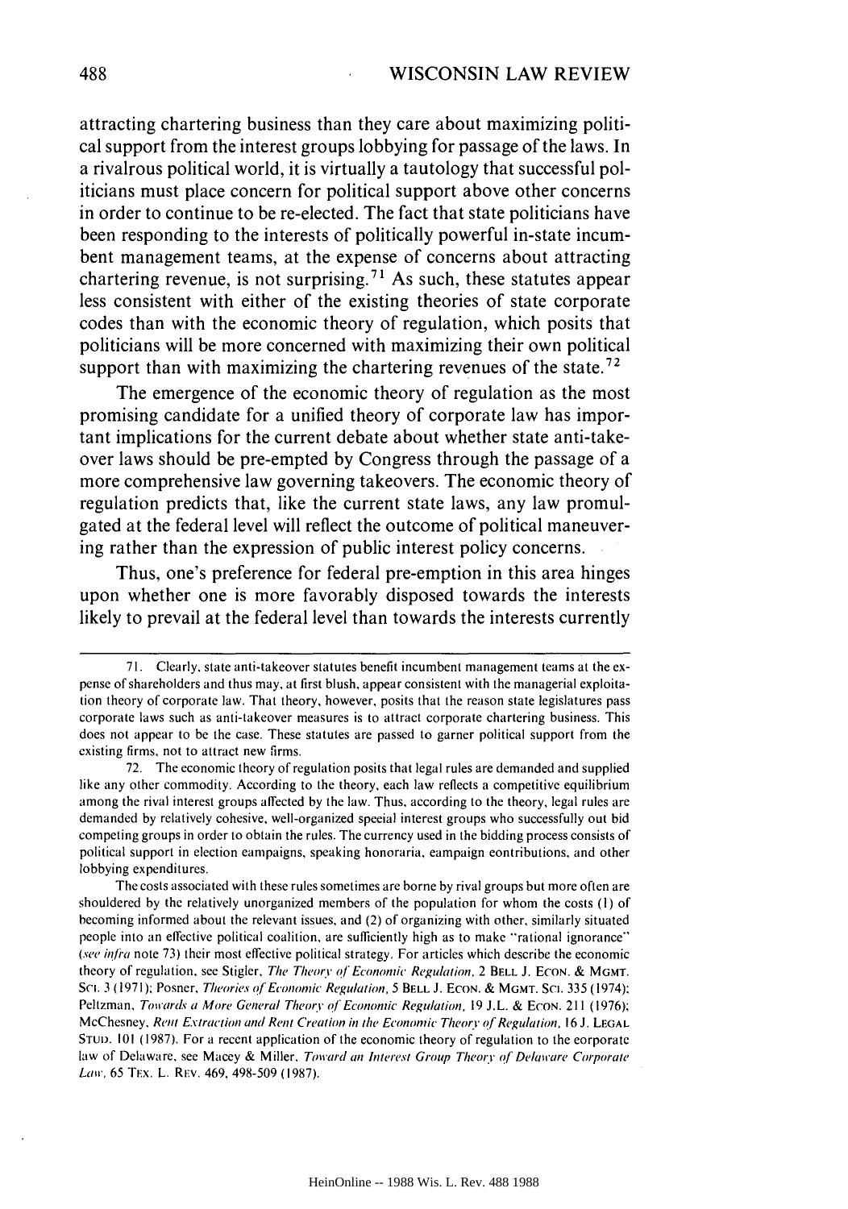attracting chartering business than they care about maximizing political support from the interest groups lobbying for passage of the laws. In a rivalrous political world, it is virtually a tautology that successful politicians must place concern for political support above other concerns in order to continue to be re-elected. The fact that state politicians have been responding to the interests of politically powerful in-state incumbent management teams, at the expense of concerns about attracting chartering revenue, is not surprising.[71] As such, these statutes appear less consistent with either of the existing theories of state corporate codes than with the economic theory of regulation, which posits that politicians will be more concerned with maximizing their own political support than with maximizing the chartering revenues of the state.[72]

The emergence of the economic theory of regulation as the most promising candidate for a unified theory of corporate law has important implications for the current debate about whether state anti-takeover laws should be pre-empted by Congress through the passage of a more comprehensive law governing takeovers. The economic theory of regulation predicts that, like the current state laws, any law promulgated at the federal level will reflect the outcome of political maneuvering rather than the expression of public interest policy concerns.

Thus, one's preference for federal pre-emption in this area hinges upon whether one is more favorably disposed towards the interests likely to prevail at the federal level than towards the interests currently

---

71. Clearly, state anti-takeover statutes benefit incumbent management teams at the expense of shareholders and thus may, at first blush, appear consistent with the managerial exploitation theory of corporate law. That theory, however, posits that the reason state legislatures pass corporate laws such as anti-takeover measures is to attract corporate chartering business. This does not appear to be the case. These statutes are passed to garner political support from the existing firms, not to attract new firms.

72. The economic theory of regulation posits that legal rules are demanded and supplied like any other commodity. According to the theory, each law reflects a competitive equilibrium among the rival interest groups affected by the law. Thus, according to the theory, legal rules are demanded by relatively cohesive, well-organized special interest groups who successfully out bid competing groups in order to obtain the rules. The currency used in the bidding process consists of political support in election campaigns, speaking honoraria, campaign contributions, and other lobbying expenditures.

The costs associated with these rules sometimes are borne by rival groups but more often are shouldered by the relatively unorganized members of the population for whom the costs (1) of becoming informed about the relevant issues, and (2) of organizing with other, similarly situated people into an effective political coalition, are sufficiently high as to make "rational ignorance" (*see infra* note 73) their most effective political strategy. For articles which describe the economic theory of regulation, see Stigler, *The Theory of Economic Regulation*, 2 BELL J. ECON. & MGMT. SCI. 3 (1971); Posner, *Theories of Economic Regulation*, 5 BELL J. ECON. & MGMT. SCI. 335 (1974); Peltzman, *Towards a More General Theory of Economic Regulation*, 19 J.L. & ECON. 211 (1976); McChesney, *Rent Extraction and Rent Creation in the Economic Theory of Regulation*, 16 J. LEGAL STUD. 101 (1987). For a recent application of the economic theory of regulation to the corporate law of Delaware, see Macey & Miller, *Toward an Interest Group Theory of Delaware Corporate Law*, 65 TEX. L. REV. 469, 498-509 (1987).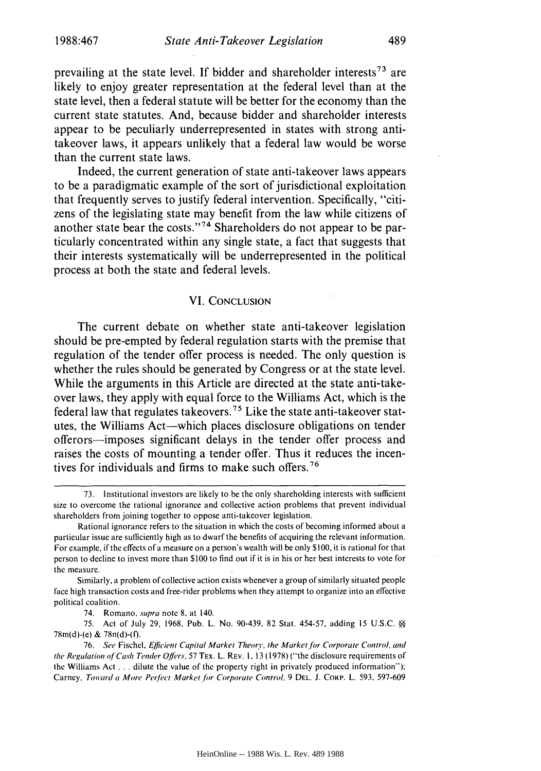prevailing at the state level. If bidder and shareholder interests[73] are likely to enjoy greater representation at the federal level than at the state level, then a federal statute will be better for the economy than the current state statutes. And, because bidder and shareholder interests appear to be peculiarly underrepresented in states with strong anti-takeover laws, it appears unlikely that a federal law would be worse than the current state laws.

Indeed, the current generation of state anti-takeover laws appears to be a paradigmatic example of the sort of jurisdictional exploitation that frequently serves to justify federal intervention. Specifically, "citizens of the legislating state may benefit from the law while citizens of another state bear the costs."[74] Shareholders do not appear to be particularly concentrated within any single state, a fact that suggests that their interests systematically will be underrepresented in the political process at both the state and federal levels.

## VI. Conclusion

The current debate on whether state anti-takeover legislation should be pre-empted by federal regulation starts with the premise that regulation of the tender offer process is needed. The only question is whether the rules should be generated by Congress or at the state level. While the arguments in this Article are directed at the state anti-takeover laws, they apply with equal force to the Williams Act, which is the federal law that regulates takeovers.[75] Like the state anti-takeover statutes, the Williams Act—which places disclosure obligations on tender offerors—imposes significant delays in the tender offer process and raises the costs of mounting a tender offer. Thus it reduces the incentives for individuals and firms to make such offers.[76]

---

73. Institutional investors are likely to be the only shareholding interests with sufficient size to overcome the rational ignorance and collective action problems that prevent individual shareholders from joining together to oppose anti-takeover legislation.

Rational ignorance refers to the situation in which the costs of becoming informed about a particular issue are sufficiently high as to dwarf the benefits of acquiring the relevant information. For example, if the effects of a measure on a person's wealth will be only $100, it is rational for that person to decline to invest more than $100 to find out if it is in his or her best interests to vote for the measure.

Similarly, a problem of collective action exists whenever a group of similarly situated people face high transaction costs and free-rider problems when they attempt to organize into an effective political coalition.

74. Romano, *supra* note 8, at 140.

75. Act of July 29, 1968, Pub. L. No. 90-439, 82 Stat. 454-57, adding 15 U.S.C. §§ 78m(d)-(e) & 78n(d)-(f).

76. *See* Fischel, *Efficient Capital Market Theory, the Market for Corporate Control, and the Regulation of Cash Tender Offers*, 57 Tex. L. Rev. 1, 13 (1978) ("the disclosure requirements of the Williams Act . . . dilute the value of the property right in privately produced information"); Carney, *Toward a More Perfect Market for Corporate Control*, 9 Del. J. Corp. L. 593, 597-609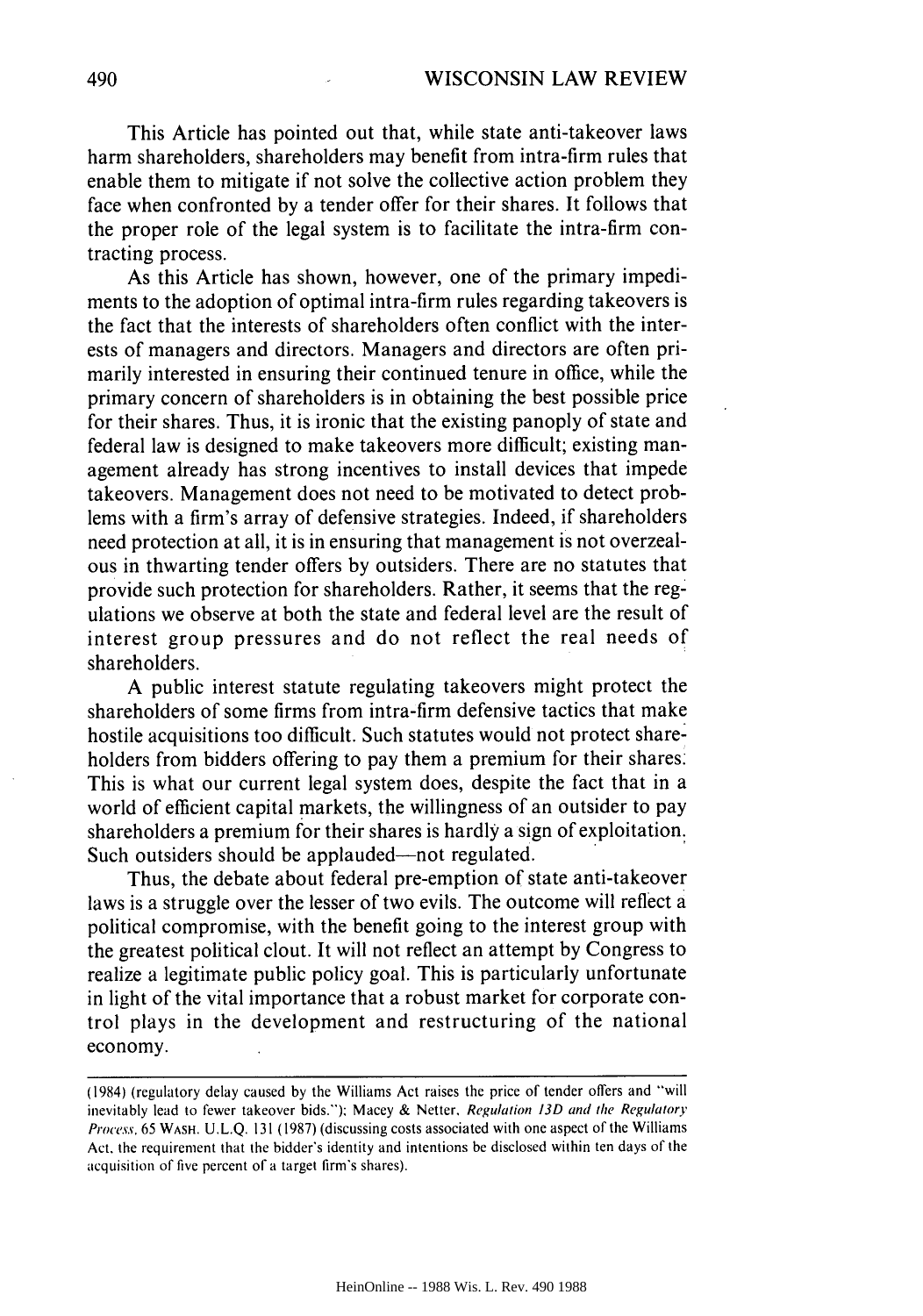This Article has pointed out that, while state anti-takeover laws harm shareholders, shareholders may benefit from intra-firm rules that enable them to mitigate if not solve the collective action problem they face when confronted by a tender offer for their shares. It follows that the proper role of the legal system is to facilitate the intra-firm contracting process.

As this Article has shown, however, one of the primary impediments to the adoption of optimal intra-firm rules regarding takeovers is the fact that the interests of shareholders often conflict with the interests of managers and directors. Managers and directors are often primarily interested in ensuring their continued tenure in office, while the primary concern of shareholders is in obtaining the best possible price for their shares. Thus, it is ironic that the existing panoply of state and federal law is designed to make takeovers more difficult; existing management already has strong incentives to install devices that impede takeovers. Management does not need to be motivated to detect problems with a firm's array of defensive strategies. Indeed, if shareholders need protection at all, it is in ensuring that management is not overzealous in thwarting tender offers by outsiders. There are no statutes that provide such protection for shareholders. Rather, it seems that the regulations we observe at both the state and federal level are the result of interest group pressures and do not reflect the real needs of shareholders.

A public interest statute regulating takeovers might protect the shareholders of some firms from intra-firm defensive tactics that make hostile acquisitions too difficult. Such statutes would not protect shareholders from bidders offering to pay them a premium for their shares. This is what our current legal system does, despite the fact that in a world of efficient capital markets, the willingness of an outsider to pay shareholders a premium for their shares is hardly a sign of exploitation. Such outsiders should be applauded—not regulated.

Thus, the debate about federal pre-emption of state anti-takeover laws is a struggle over the lesser of two evils. The outcome will reflect a political compromise, with the benefit going to the interest group with the greatest political clout. It will not reflect an attempt by Congress to realize a legitimate public policy goal. This is particularly unfortunate in light of the vital importance that a robust market for corporate control plays in the development and restructuring of the national economy.

---

(1984) (regulatory delay caused by the Williams Act raises the price of tender offers and "will inevitably lead to fewer takeover bids."); Macey & Netter, *Regulation 13D and the Regulatory Process*, 65 WASH. U.L.Q. 131 (1987) (discussing costs associated with one aspect of the Williams Act, the requirement that the bidder's identity and intentions be disclosed within ten days of the acquisition of five percent of a target firm's shares).